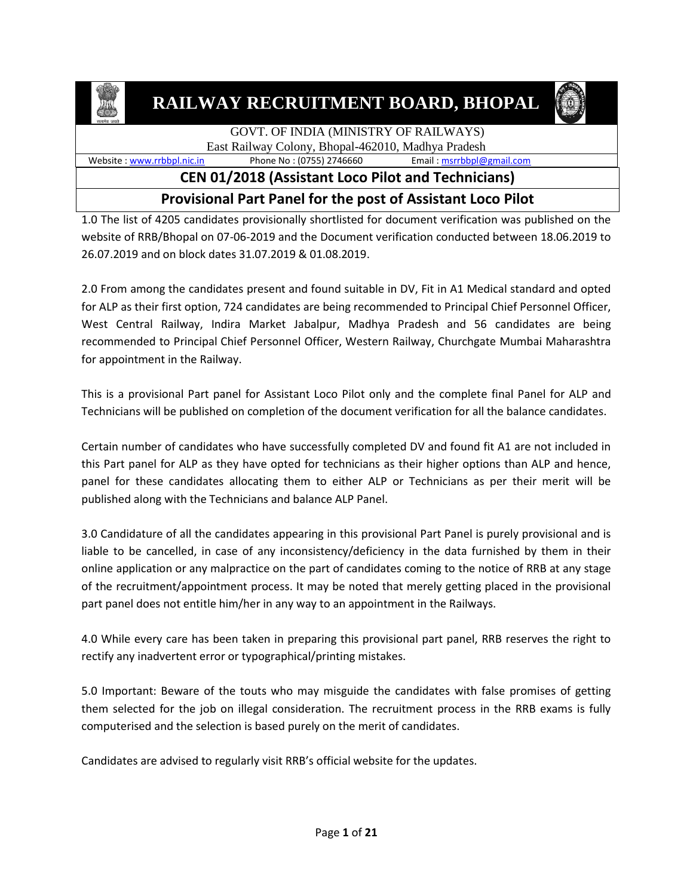# RAILWAY RECRUITMENT BOARD, BHOPAL

GOVT. OF INDIA (MINISTRY OF RAILWAYS)
East Railway Colony, Bhopal-462010, Madhya Pradesh

Website : www.rrbbpl.nic.in    Phone No : (0755) 2746660    Email : msrrbbpl@gmail.com

## CEN 01/2018 (Assistant Loco Pilot and Technicians)

## Provisional Part Panel for the post of Assistant Loco Pilot

1.0 The list of 4205 candidates provisionally shortlisted for document verification was published on the website of RRB/Bhopal on 07-06-2019 and the Document verification conducted between 18.06.2019 to 26.07.2019 and on block dates 31.07.2019 & 01.08.2019.

2.0 From among the candidates present and found suitable in DV, Fit in A1 Medical standard and opted for ALP as their first option, 724 candidates are being recommended to Principal Chief Personnel Officer, West Central Railway, Indira Market Jabalpur, Madhya Pradesh and 56 candidates are being recommended to Principal Chief Personnel Officer, Western Railway, Churchgate Mumbai Maharashtra for appointment in the Railway.

This is a provisional Part panel for Assistant Loco Pilot only and the complete final Panel for ALP and Technicians will be published on completion of the document verification for all the balance candidates.

Certain number of candidates who have successfully completed DV and found fit A1 are not included in this Part panel for ALP as they have opted for technicians as their higher options than ALP and hence, panel for these candidates allocating them to either ALP or Technicians as per their merit will be published along with the Technicians and balance ALP Panel.

3.0 Candidature of all the candidates appearing in this provisional Part Panel is purely provisional and is liable to be cancelled, in case of any inconsistency/deficiency in the data furnished by them in their online application or any malpractice on the part of candidates coming to the notice of RRB at any stage of the recruitment/appointment process. It may be noted that merely getting placed in the provisional part panel does not entitle him/her in any way to an appointment in the Railways.

4.0 While every care has been taken in preparing this provisional part panel, RRB reserves the right to rectify any inadvertent error or typographical/printing mistakes.

5.0 Important: Beware of the touts who may misguide the candidates with false promises of getting them selected for the job on illegal consideration. The recruitment process in the RRB exams is fully computerised and the selection is based purely on the merit of candidates.

Candidates are advised to regularly visit RRB's official website for the updates.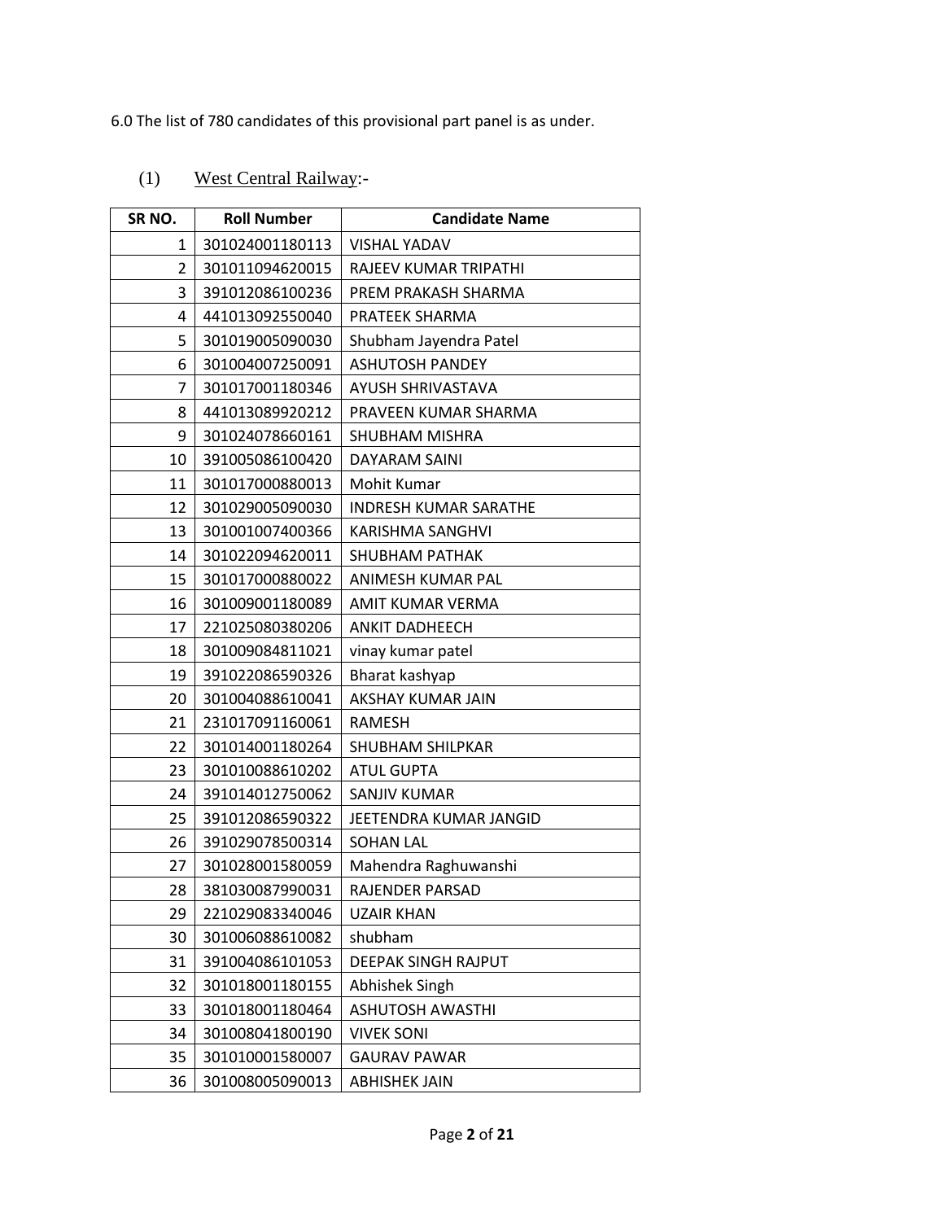6.0 The list of 780 candidates of this provisional part panel is as under.

(1) West Central Railway:-

| SR NO. | Roll Number | Candidate Name |
|---|---|---|
| 1 | 301024001180113 | VISHAL YADAV |
| 2 | 301011094620015 | RAJEEV KUMAR TRIPATHI |
| 3 | 391012086100236 | PREM PRAKASH SHARMA |
| 4 | 441013092550040 | PRATEEK SHARMA |
| 5 | 301019005090030 | Shubham Jayendra Patel |
| 6 | 301004007250091 | ASHUTOSH PANDEY |
| 7 | 301017001180346 | AYUSH SHRIVASTAVA |
| 8 | 441013089920212 | PRAVEEN KUMAR SHARMA |
| 9 | 301024078660161 | SHUBHAM MISHRA |
| 10 | 391005086100420 | DAYARAM SAINI |
| 11 | 301017000880013 | Mohit Kumar |
| 12 | 301029005090030 | INDRESH KUMAR SARATHE |
| 13 | 301001007400366 | KARISHMA SANGHVI |
| 14 | 301022094620011 | SHUBHAM PATHAK |
| 15 | 301017000880022 | ANIMESH KUMAR PAL |
| 16 | 301009001180089 | AMIT KUMAR VERMA |
| 17 | 221025080380206 | ANKIT DADHEECH |
| 18 | 301009084811021 | vinay kumar patel |
| 19 | 391022086590326 | Bharat kashyap |
| 20 | 301004088610041 | AKSHAY KUMAR JAIN |
| 21 | 231017091160061 | RAMESH |
| 22 | 301014001180264 | SHUBHAM SHILPKAR |
| 23 | 301010088610202 | ATUL GUPTA |
| 24 | 391014012750062 | SANJIV KUMAR |
| 25 | 391012086590322 | JEETENDRA KUMAR JANGID |
| 26 | 391029078500314 | SOHAN LAL |
| 27 | 301028001580059 | Mahendra Raghuwanshi |
| 28 | 381030087990031 | RAJENDER PARSAD |
| 29 | 221029083340046 | UZAIR KHAN |
| 30 | 301006088610082 | shubham |
| 31 | 391004086101053 | DEEPAK SINGH RAJPUT |
| 32 | 301018001180155 | Abhishek Singh |
| 33 | 301018001180464 | ASHUTOSH AWASTHI |
| 34 | 301008041800190 | VIVEK SONI |
| 35 | 301010001580007 | GAURAV PAWAR |
| 36 | 301008005090013 | ABHISHEK JAIN |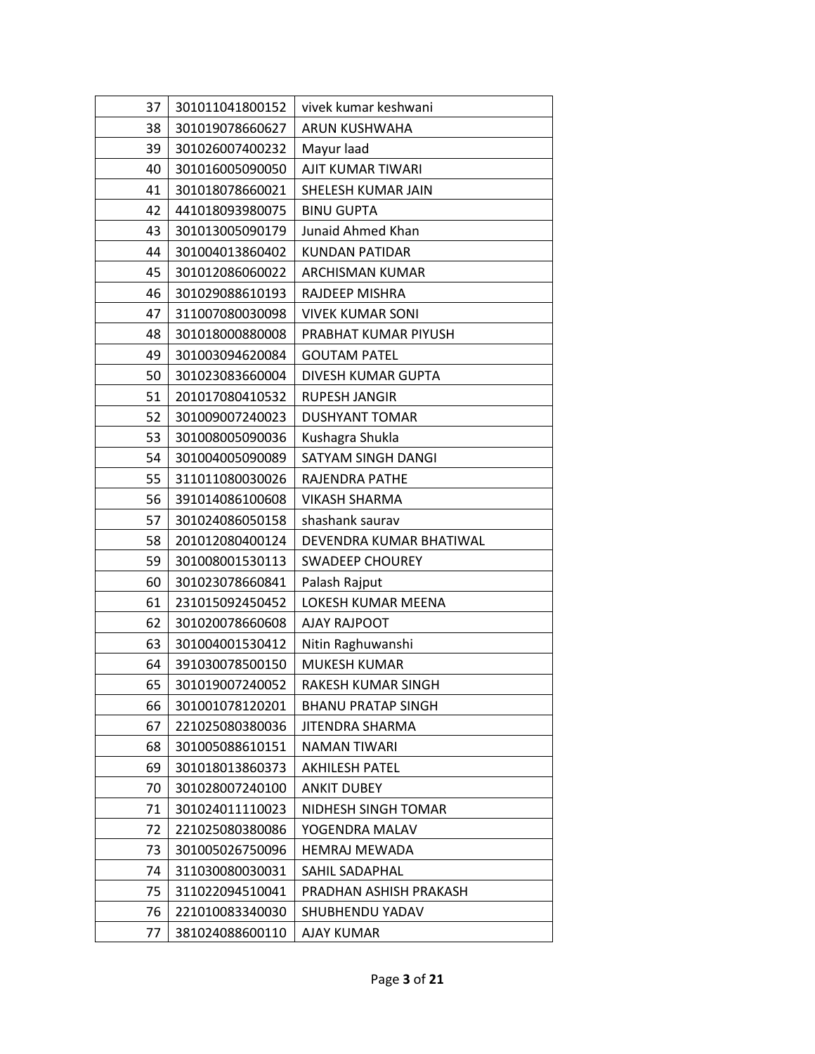| 37 | 301011041800152 | vivek kumar keshwani |
|---|---|---|
| 38 | 301019078660627 | ARUN KUSHWAHA |
| 39 | 301026007400232 | Mayur laad |
| 40 | 301016005090050 | AJIT KUMAR TIWARI |
| 41 | 301018078660021 | SHELESH KUMAR JAIN |
| 42 | 441018093980075 | BINU GUPTA |
| 43 | 301013005090179 | Junaid Ahmed Khan |
| 44 | 301004013860402 | KUNDAN PATIDAR |
| 45 | 301012086060022 | ARCHISMAN KUMAR |
| 46 | 301029088610193 | RAJDEEP MISHRA |
| 47 | 311007080030098 | VIVEK KUMAR SONI |
| 48 | 301018000880008 | PRABHAT KUMAR PIYUSH |
| 49 | 301003094620084 | GOUTAM PATEL |
| 50 | 301023083660004 | DIVESH KUMAR GUPTA |
| 51 | 201017080410532 | RUPESH JANGIR |
| 52 | 301009007240023 | DUSHYANT TOMAR |
| 53 | 301008005090036 | Kushagra Shukla |
| 54 | 301004005090089 | SATYAM SINGH DANGI |
| 55 | 311011080030026 | RAJENDRA PATHE |
| 56 | 391014086100608 | VIKASH SHARMA |
| 57 | 301024086050158 | shashank saurav |
| 58 | 201012080400124 | DEVENDRA KUMAR BHATIWAL |
| 59 | 301008001530113 | SWADEEP CHOUREY |
| 60 | 301023078660841 | Palash Rajput |
| 61 | 231015092450452 | LOKESH KUMAR MEENA |
| 62 | 301020078660608 | AJAY RAJPOOT |
| 63 | 301004001530412 | Nitin Raghuwanshi |
| 64 | 391030078500150 | MUKESH KUMAR |
| 65 | 301019007240052 | RAKESH KUMAR SINGH |
| 66 | 301001078120201 | BHANU PRATAP SINGH |
| 67 | 221025080380036 | JITENDRA SHARMA |
| 68 | 301005088610151 | NAMAN TIWARI |
| 69 | 301018013860373 | AKHILESH PATEL |
| 70 | 301028007240100 | ANKIT DUBEY |
| 71 | 301024011110023 | NIDHESH SINGH TOMAR |
| 72 | 221025080380086 | YOGENDRA MALAV |
| 73 | 301005026750096 | HEMRAJ MEWADA |
| 74 | 311030080030031 | SAHIL SADAPHAL |
| 75 | 311022094510041 | PRADHAN ASHISH PRAKASH |
| 76 | 221010083340030 | SHUBHENDU YADAV |
| 77 | 381024088600110 | AJAY KUMAR |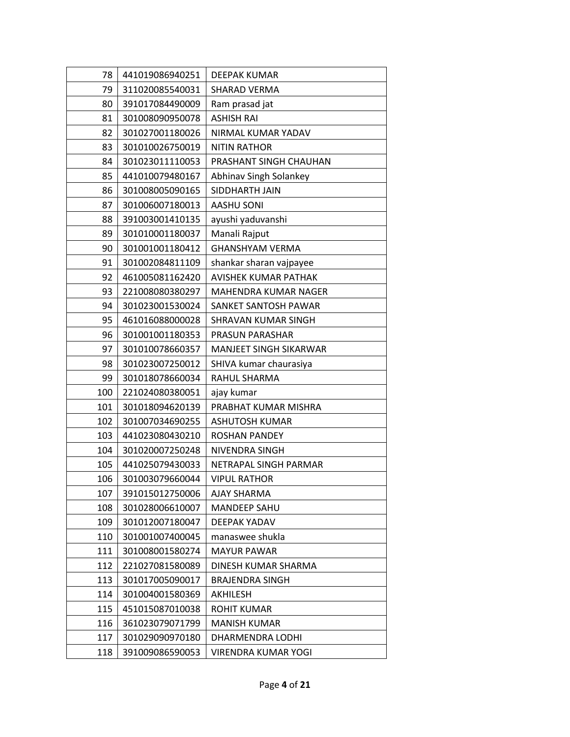| | | |
|---|---|---|
| 78 | 441019086940251 | DEEPAK KUMAR |
| 79 | 311020085540031 | SHARAD VERMA |
| 80 | 391017084490009 | Ram prasad jat |
| 81 | 301008090950078 | ASHISH RAI |
| 82 | 301027001180026 | NIRMAL KUMAR YADAV |
| 83 | 301010026750019 | NITIN RATHOR |
| 84 | 301023011110053 | PRASHANT SINGH CHAUHAN |
| 85 | 441010079480167 | Abhinav Singh Solankey |
| 86 | 301008005090165 | SIDDHARTH JAIN |
| 87 | 301006007180013 | AASHU SONI |
| 88 | 391003001410135 | ayushi yaduvanshi |
| 89 | 301010001180037 | Manali Rajput |
| 90 | 301001001180412 | GHANSHYAM VERMA |
| 91 | 301002084811109 | shankar sharan vajpayee |
| 92 | 461005081162420 | AVISHEK KUMAR PATHAK |
| 93 | 221008080380297 | MAHENDRA KUMAR NAGER |
| 94 | 301023001530024 | SANKET SANTOSH PAWAR |
| 95 | 461016088000028 | SHRAVAN KUMAR SINGH |
| 96 | 301001001180353 | PRASUN PARASHAR |
| 97 | 301010078660357 | MANJEET SINGH SIKARWAR |
| 98 | 301023007250012 | SHIVA kumar chaurasiya |
| 99 | 301018078660034 | RAHUL SHARMA |
| 100 | 221024080380051 | ajay kumar |
| 101 | 301018094620139 | PRABHAT KUMAR MISHRA |
| 102 | 301007034690255 | ASHUTOSH KUMAR |
| 103 | 441023080430210 | ROSHAN PANDEY |
| 104 | 301020007250248 | NIVENDRA SINGH |
| 105 | 441025079430033 | NETRAPAL SINGH PARMAR |
| 106 | 301003079660044 | VIPUL RATHOR |
| 107 | 391015012750006 | AJAY SHARMA |
| 108 | 301028006610007 | MANDEEP SAHU |
| 109 | 301012007180047 | DEEPAK YADAV |
| 110 | 301001007400045 | manaswee shukla |
| 111 | 301008001580274 | MAYUR PAWAR |
| 112 | 221027081580089 | DINESH KUMAR SHARMA |
| 113 | 301017005090017 | BRAJENDRA SINGH |
| 114 | 301004001580369 | AKHILESH |
| 115 | 451015087010038 | ROHIT KUMAR |
| 116 | 361023079071799 | MANISH KUMAR |
| 117 | 301029090970180 | DHARMENDRA LODHI |
| 118 | 391009086590053 | VIRENDRA KUMAR YOGI |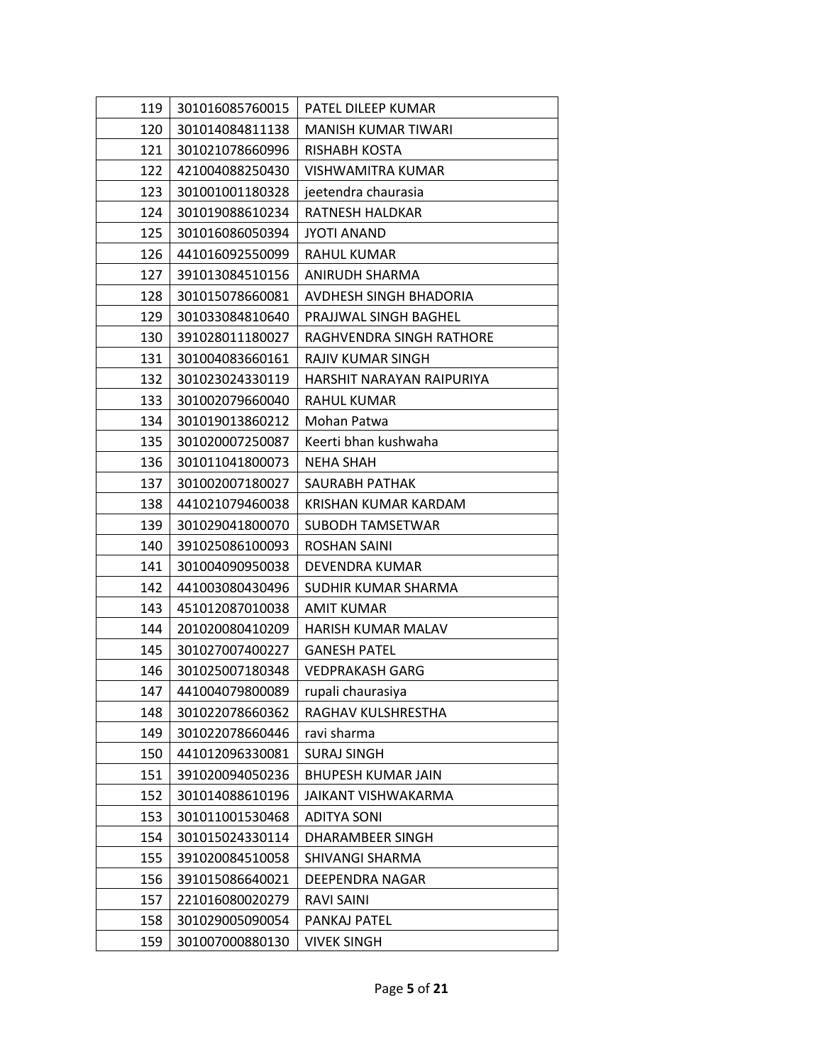| | | |
|---|---|---|
| 119 | 301016085760015 | PATEL DILEEP KUMAR |
| 120 | 301014084811138 | MANISH KUMAR TIWARI |
| 121 | 301021078660996 | RISHABH KOSTA |
| 122 | 421004088250430 | VISHWAMITRA KUMAR |
| 123 | 301001001180328 | jeetendra chaurasia |
| 124 | 301019088610234 | RATNESH HALDKAR |
| 125 | 301016086050394 | JYOTI ANAND |
| 126 | 441016092550099 | RAHUL KUMAR |
| 127 | 391013084510156 | ANIRUDH SHARMA |
| 128 | 301015078660081 | AVDHESH SINGH BHADORIA |
| 129 | 301033084810640 | PRAJJWAL SINGH BAGHEL |
| 130 | 391028011180027 | RAGHVENDRA SINGH RATHORE |
| 131 | 301004083660161 | RAJIV KUMAR SINGH |
| 132 | 301023024330119 | HARSHIT NARAYAN RAIPURIYA |
| 133 | 301002079660040 | RAHUL KUMAR |
| 134 | 301019013860212 | Mohan Patwa |
| 135 | 301020007250087 | Keerti bhan kushwaha |
| 136 | 301011041800073 | NEHA SHAH |
| 137 | 301002007180027 | SAURABH PATHAK |
| 138 | 441021079460038 | KRISHAN KUMAR KARDAM |
| 139 | 301029041800070 | SUBODH TAMSETWAR |
| 140 | 391025086100093 | ROSHAN SAINI |
| 141 | 301004090950038 | DEVENDRA KUMAR |
| 142 | 441003080430496 | SUDHIR KUMAR SHARMA |
| 143 | 451012087010038 | AMIT KUMAR |
| 144 | 201020080410209 | HARISH KUMAR MALAV |
| 145 | 301027007400227 | GANESH PATEL |
| 146 | 301025007180348 | VEDPRAKASH GARG |
| 147 | 441004079800089 | rupali chaurasiya |
| 148 | 301022078660362 | RAGHAV KULSHRESTHA |
| 149 | 301022078660446 | ravi sharma |
| 150 | 441012096330081 | SURAJ SINGH |
| 151 | 391020094050236 | BHUPESH KUMAR JAIN |
| 152 | 301014088610196 | JAIKANT VISHWAKARMA |
| 153 | 301011001530468 | ADITYA SONI |
| 154 | 301015024330114 | DHARAMBEER SINGH |
| 155 | 391020084510058 | SHIVANGI SHARMA |
| 156 | 391015086640021 | DEEPENDRA NAGAR |
| 157 | 221016080020279 | RAVI SAINI |
| 158 | 301029005090054 | PANKAJ PATEL |
| 159 | 301007000880130 | VIVEK SINGH |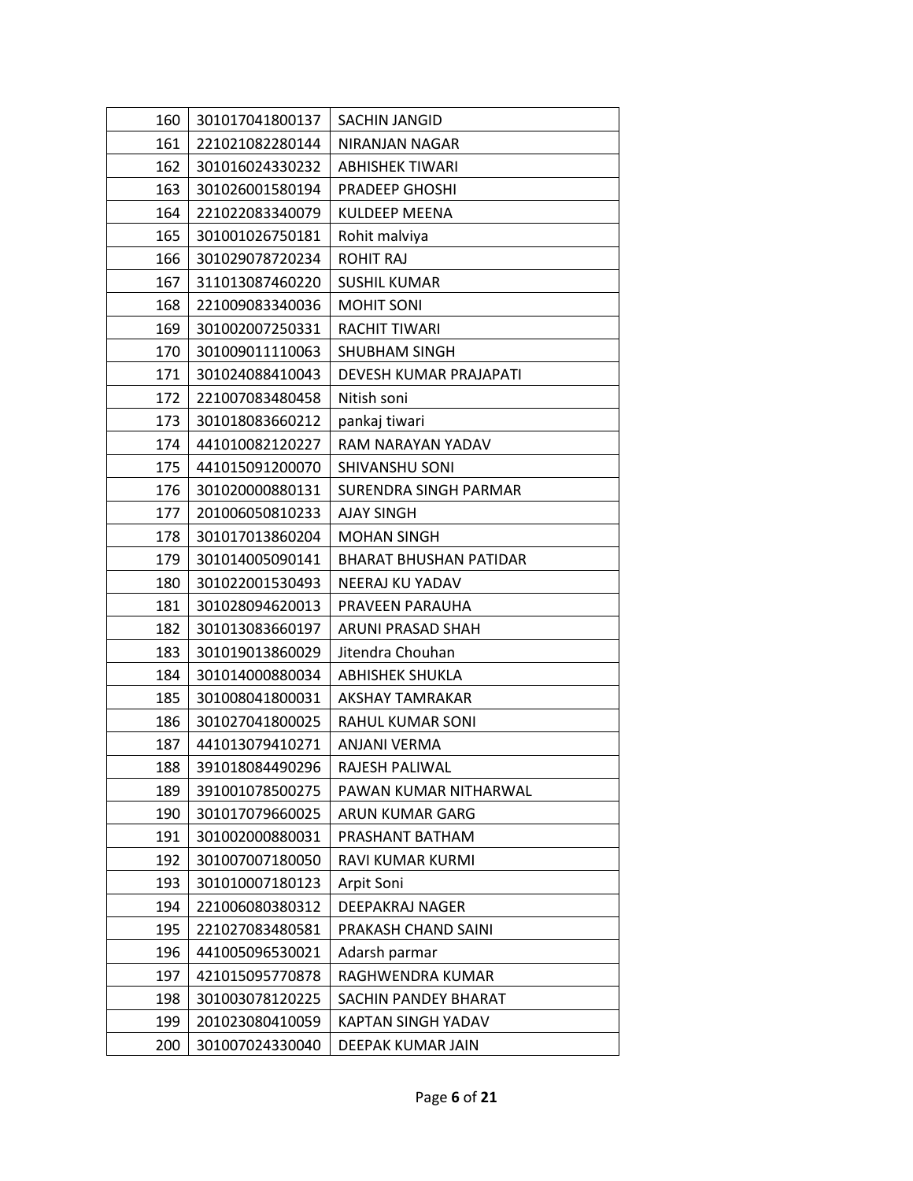| 160 | 301017041800137 | SACHIN JANGID |
|---|---|---|
| 161 | 221021082280144 | NIRANJAN NAGAR |
| 162 | 301016024330232 | ABHISHEK TIWARI |
| 163 | 301026001580194 | PRADEEP GHOSHI |
| 164 | 221022083340079 | KULDEEP MEENA |
| 165 | 301001026750181 | Rohit malviya |
| 166 | 301029078720234 | ROHIT RAJ |
| 167 | 311013087460220 | SUSHIL KUMAR |
| 168 | 221009083340036 | MOHIT SONI |
| 169 | 301002007250331 | RACHIT TIWARI |
| 170 | 301009011110063 | SHUBHAM SINGH |
| 171 | 301024088410043 | DEVESH KUMAR PRAJAPATI |
| 172 | 221007083480458 | Nitish soni |
| 173 | 301018083660212 | pankaj tiwari |
| 174 | 441010082120227 | RAM NARAYAN YADAV |
| 175 | 441015091200070 | SHIVANSHU SONI |
| 176 | 301020000880131 | SURENDRA SINGH PARMAR |
| 177 | 201006050810233 | AJAY SINGH |
| 178 | 301017013860204 | MOHAN SINGH |
| 179 | 301014005090141 | BHARAT BHUSHAN PATIDAR |
| 180 | 301022001530493 | NEERAJ KU YADAV |
| 181 | 301028094620013 | PRAVEEN PARAUHA |
| 182 | 301013083660197 | ARUNI PRASAD SHAH |
| 183 | 301019013860029 | Jitendra Chouhan |
| 184 | 301014000880034 | ABHISHEK SHUKLA |
| 185 | 301008041800031 | AKSHAY TAMRAKAR |
| 186 | 301027041800025 | RAHUL KUMAR SONI |
| 187 | 441013079410271 | ANJANI VERMA |
| 188 | 391018084490296 | RAJESH PALIWAL |
| 189 | 391001078500275 | PAWAN KUMAR NITHARWAL |
| 190 | 301017079660025 | ARUN KUMAR GARG |
| 191 | 301002000880031 | PRASHANT BATHAM |
| 192 | 301007007180050 | RAVI KUMAR KURMI |
| 193 | 301010007180123 | Arpit Soni |
| 194 | 221006080380312 | DEEPAKRAJ NAGER |
| 195 | 221027083480581 | PRAKASH CHAND SAINI |
| 196 | 441005096530021 | Adarsh parmar |
| 197 | 421015095770878 | RAGHWENDRA KUMAR |
| 198 | 301003078120225 | SACHIN PANDEY BHARAT |
| 199 | 201023080410059 | KAPTAN SINGH YADAV |
| 200 | 301007024330040 | DEEPAK KUMAR JAIN |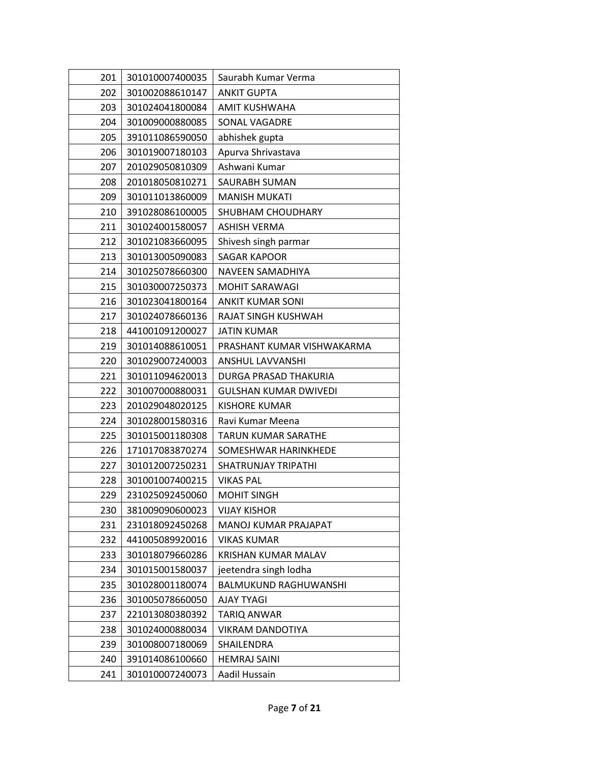| 201 | 301010007400035 | Saurabh Kumar Verma |
|---|---|---|
| 202 | 301002088610147 | ANKIT GUPTA |
| 203 | 301024041800084 | AMIT KUSHWAHA |
| 204 | 301009000880085 | SONAL VAGADRE |
| 205 | 391011086590050 | abhishek gupta |
| 206 | 301019007180103 | Apurva Shrivastava |
| 207 | 201029050810309 | Ashwani Kumar |
| 208 | 201018050810271 | SAURABH SUMAN |
| 209 | 301011013860009 | MANISH MUKATI |
| 210 | 391028086100005 | SHUBHAM CHOUDHARY |
| 211 | 301024001580057 | ASHISH VERMA |
| 212 | 301021083660095 | Shivesh singh parmar |
| 213 | 301013005090083 | SAGAR KAPOOR |
| 214 | 301025078660300 | NAVEEN SAMADHIYA |
| 215 | 301030007250373 | MOHIT SARAWAGI |
| 216 | 301023041800164 | ANKIT KUMAR SONI |
| 217 | 301024078660136 | RAJAT SINGH KUSHWAH |
| 218 | 441001091200027 | JATIN KUMAR |
| 219 | 301014088610051 | PRASHANT KUMAR VISHWAKARMA |
| 220 | 301029007240003 | ANSHUL LAVVANSHI |
| 221 | 301011094620013 | DURGA PRASAD THAKURIA |
| 222 | 301007000880031 | GULSHAN KUMAR DWIVEDI |
| 223 | 201029048020125 | KISHORE KUMAR |
| 224 | 301028001580316 | Ravi Kumar Meena |
| 225 | 301015001180308 | TARUN KUMAR SARATHE |
| 226 | 171017083870274 | SOMESHWAR HARINKHEDE |
| 227 | 301012007250231 | SHATRUNJAY TRIPATHI |
| 228 | 301001007400215 | VIKAS PAL |
| 229 | 231025092450060 | MOHIT SINGH |
| 230 | 381009090600023 | VIJAY KISHOR |
| 231 | 231018092450268 | MANOJ KUMAR PRAJAPAT |
| 232 | 441005089920016 | VIKAS KUMAR |
| 233 | 301018079660286 | KRISHAN KUMAR MALAV |
| 234 | 301015001580037 | jeetendra singh lodha |
| 235 | 301028001180074 | BALMUKUND RAGHUWANSHI |
| 236 | 301005078660050 | AJAY TYAGI |
| 237 | 221013080380392 | TARIQ ANWAR |
| 238 | 301024000880034 | VIKRAM DANDOTIYA |
| 239 | 301008007180069 | SHAILENDRA |
| 240 | 391014086100660 | HEMRAJ SAINI |
| 241 | 301010007240073 | Aadil Hussain |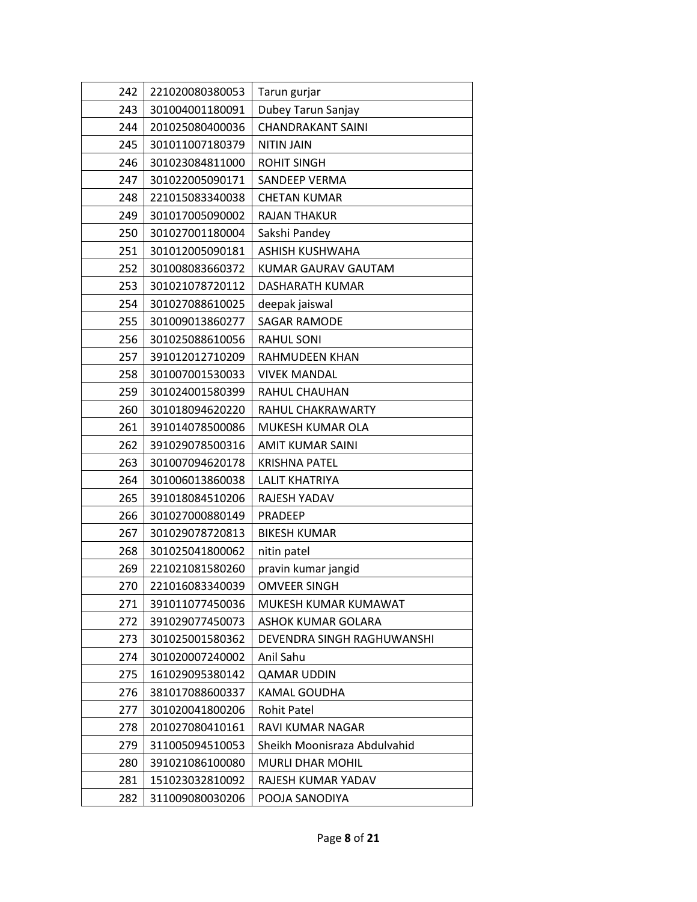| 242 | 221020080380053 | Tarun gurjar |
|---|---|---|
| 243 | 301004001180091 | Dubey Tarun Sanjay |
| 244 | 201025080400036 | CHANDRAKANT SAINI |
| 245 | 301011007180379 | NITIN JAIN |
| 246 | 301023084811000 | ROHIT SINGH |
| 247 | 301022005090171 | SANDEEP VERMA |
| 248 | 221015083340038 | CHETAN KUMAR |
| 249 | 301017005090002 | RAJAN THAKUR |
| 250 | 301027001180004 | Sakshi Pandey |
| 251 | 301012005090181 | ASHISH KUSHWAHA |
| 252 | 301008083660372 | KUMAR GAURAV GAUTAM |
| 253 | 301021078720112 | DASHARATH KUMAR |
| 254 | 301027088610025 | deepak jaiswal |
| 255 | 301009013860277 | SAGAR RAMODE |
| 256 | 301025088610056 | RAHUL SONI |
| 257 | 391012012710209 | RAHMUDEEN KHAN |
| 258 | 301007001530033 | VIVEK MANDAL |
| 259 | 301024001580399 | RAHUL CHAUHAN |
| 260 | 301018094620220 | RAHUL CHAKRAWARTY |
| 261 | 391014078500086 | MUKESH KUMAR OLA |
| 262 | 391029078500316 | AMIT KUMAR SAINI |
| 263 | 301007094620178 | KRISHNA PATEL |
| 264 | 301006013860038 | LALIT KHATRIYA |
| 265 | 391018084510206 | RAJESH YADAV |
| 266 | 301027000880149 | PRADEEP |
| 267 | 301029078720813 | BIKESH KUMAR |
| 268 | 301025041800062 | nitin patel |
| 269 | 221021081580260 | pravin kumar jangid |
| 270 | 221016083340039 | OMVEER SINGH |
| 271 | 391011077450036 | MUKESH KUMAR KUMAWAT |
| 272 | 391029077450073 | ASHOK KUMAR GOLARA |
| 273 | 301025001580362 | DEVENDRA SINGH RAGHUWANSHI |
| 274 | 301020007240002 | Anil Sahu |
| 275 | 161029095380142 | QAMAR UDDIN |
| 276 | 381017088600337 | KAMAL GOUDHA |
| 277 | 301020041800206 | Rohit Patel |
| 278 | 201027080410161 | RAVI KUMAR NAGAR |
| 279 | 311005094510053 | Sheikh Moonisraza Abdulvahid |
| 280 | 391021086100080 | MURLI DHAR MOHIL |
| 281 | 151023032810092 | RAJESH KUMAR YADAV |
| 282 | 311009080030206 | POOJA SANODIYA |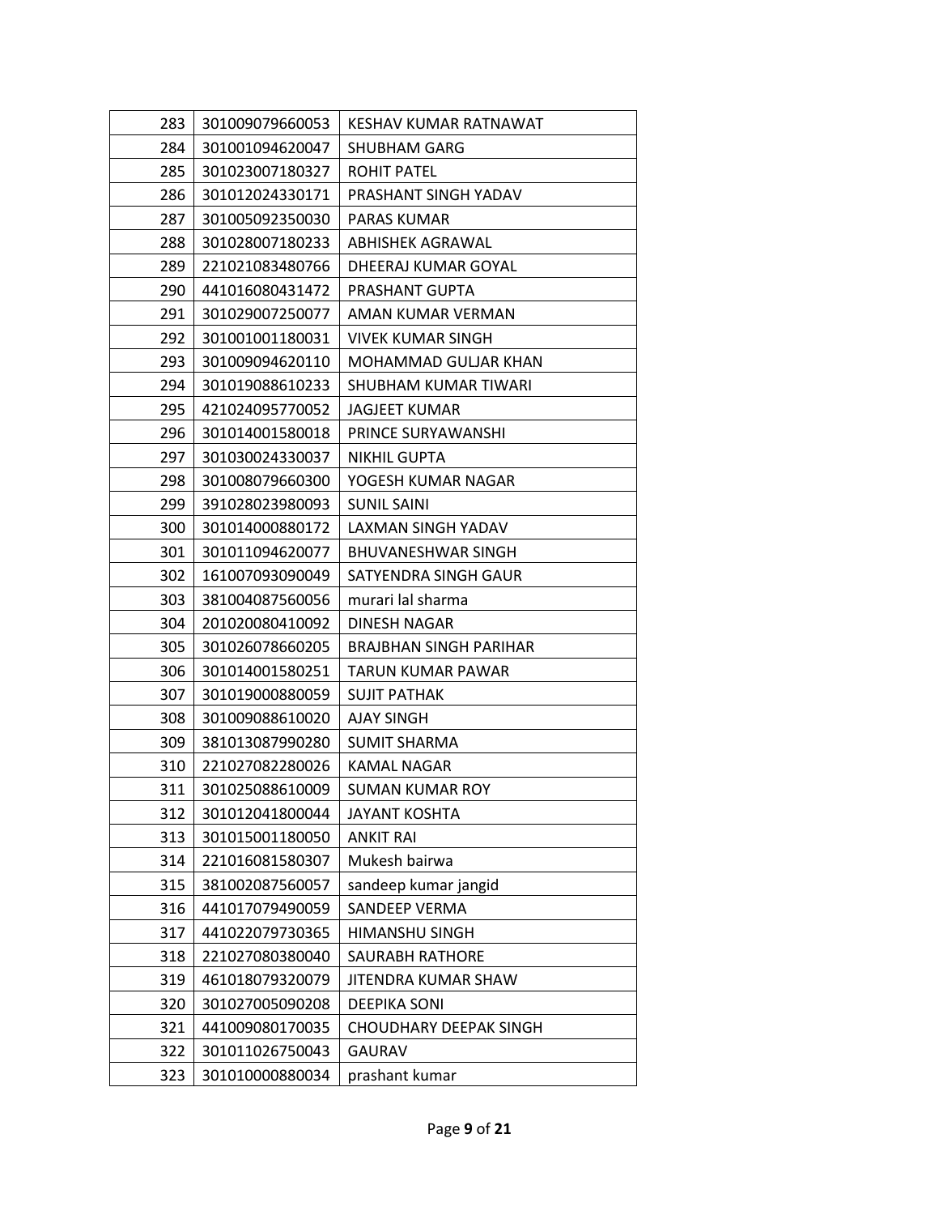| | | |
|---|---|---|
| 283 | 301009079660053 | KESHAV KUMAR RATNAWAT |
| 284 | 301001094620047 | SHUBHAM GARG |
| 285 | 301023007180327 | ROHIT PATEL |
| 286 | 301012024330171 | PRASHANT SINGH YADAV |
| 287 | 301005092350030 | PARAS KUMAR |
| 288 | 301028007180233 | ABHISHEK AGRAWAL |
| 289 | 221021083480766 | DHEERAJ KUMAR GOYAL |
| 290 | 441016080431472 | PRASHANT GUPTA |
| 291 | 301029007250077 | AMAN KUMAR VERMAN |
| 292 | 301001001180031 | VIVEK KUMAR SINGH |
| 293 | 301009094620110 | MOHAMMAD GULJAR KHAN |
| 294 | 301019088610233 | SHUBHAM KUMAR TIWARI |
| 295 | 421024095770052 | JAGJEET KUMAR |
| 296 | 301014001580018 | PRINCE SURYAWANSHI |
| 297 | 301030024330037 | NIKHIL GUPTA |
| 298 | 301008079660300 | YOGESH KUMAR NAGAR |
| 299 | 391028023980093 | SUNIL SAINI |
| 300 | 301014000880172 | LAXMAN SINGH YADAV |
| 301 | 301011094620077 | BHUVANESHWAR SINGH |
| 302 | 161007093090049 | SATYENDRA SINGH GAUR |
| 303 | 381004087560056 | murari lal sharma |
| 304 | 201020080410092 | DINESH NAGAR |
| 305 | 301026078660205 | BRAJBHAN SINGH PARIHAR |
| 306 | 301014001580251 | TARUN KUMAR PAWAR |
| 307 | 301019000880059 | SUJIT PATHAK |
| 308 | 301009088610020 | AJAY SINGH |
| 309 | 381013087990280 | SUMIT SHARMA |
| 310 | 221027082280026 | KAMAL NAGAR |
| 311 | 301025088610009 | SUMAN KUMAR ROY |
| 312 | 301012041800044 | JAYANT KOSHTA |
| 313 | 301015001180050 | ANKIT RAI |
| 314 | 221016081580307 | Mukesh bairwa |
| 315 | 381002087560057 | sandeep kumar jangid |
| 316 | 441017079490059 | SANDEEP VERMA |
| 317 | 441022079730365 | HIMANSHU SINGH |
| 318 | 221027080380040 | SAURABH RATHORE |
| 319 | 461018079320079 | JITENDRA KUMAR SHAW |
| 320 | 301027005090208 | DEEPIKA SONI |
| 321 | 441009080170035 | CHOUDHARY DEEPAK SINGH |
| 322 | 301011026750043 | GAURAV |
| 323 | 301010000880034 | prashant kumar |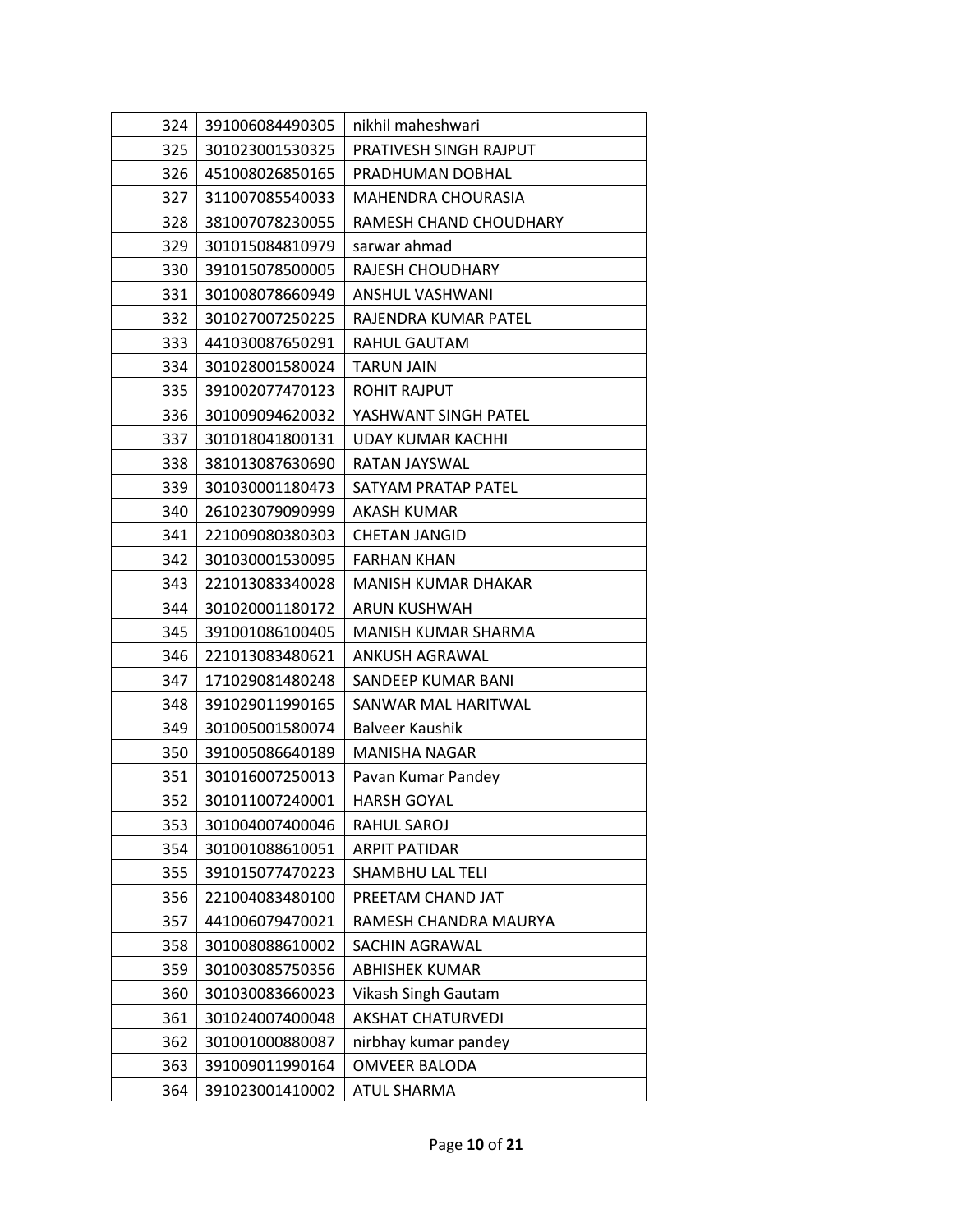| 324 | 391006084490305 | nikhil maheshwari |
|---|---|---|
| 325 | 301023001530325 | PRATIVESH SINGH RAJPUT |
| 326 | 451008026850165 | PRADHUMAN DOBHAL |
| 327 | 311007085540033 | MAHENDRA CHOURASIA |
| 328 | 381007078230055 | RAMESH CHAND CHOUDHARY |
| 329 | 301015084810979 | sarwar ahmad |
| 330 | 391015078500005 | RAJESH CHOUDHARY |
| 331 | 301008078660949 | ANSHUL VASHWANI |
| 332 | 301027007250225 | RAJENDRA KUMAR PATEL |
| 333 | 441030087650291 | RAHUL GAUTAM |
| 334 | 301028001580024 | TARUN JAIN |
| 335 | 391002077470123 | ROHIT RAJPUT |
| 336 | 301009094620032 | YASHWANT SINGH PATEL |
| 337 | 301018041800131 | UDAY KUMAR KACHHI |
| 338 | 381013087630690 | RATAN JAYSWAL |
| 339 | 301030001180473 | SATYAM PRATAP PATEL |
| 340 | 261023079090999 | AKASH KUMAR |
| 341 | 221009080380303 | CHETAN JANGID |
| 342 | 301030001530095 | FARHAN KHAN |
| 343 | 221013083340028 | MANISH KUMAR DHAKAR |
| 344 | 301020001180172 | ARUN KUSHWAH |
| 345 | 391001086100405 | MANISH KUMAR SHARMA |
| 346 | 221013083480621 | ANKUSH AGRAWAL |
| 347 | 171029081480248 | SANDEEP KUMAR BANI |
| 348 | 391029011990165 | SANWAR MAL HARITWAL |
| 349 | 301005001580074 | Balveer Kaushik |
| 350 | 391005086640189 | MANISHA NAGAR |
| 351 | 301016007250013 | Pavan Kumar Pandey |
| 352 | 301011007240001 | HARSH GOYAL |
| 353 | 301004007400046 | RAHUL SAROJ |
| 354 | 301001088610051 | ARPIT PATIDAR |
| 355 | 391015077470223 | SHAMBHU LAL TELI |
| 356 | 221004083480100 | PREETAM CHAND JAT |
| 357 | 441006079470021 | RAMESH CHANDRA MAURYA |
| 358 | 301008088610002 | SACHIN AGRAWAL |
| 359 | 301003085750356 | ABHISHEK KUMAR |
| 360 | 301030083660023 | Vikash Singh Gautam |
| 361 | 301024007400048 | AKSHAT CHATURVEDI |
| 362 | 301001000880087 | nirbhay kumar pandey |
| 363 | 391009011990164 | OMVEER BALODA |
| 364 | 391023001410002 | ATUL SHARMA |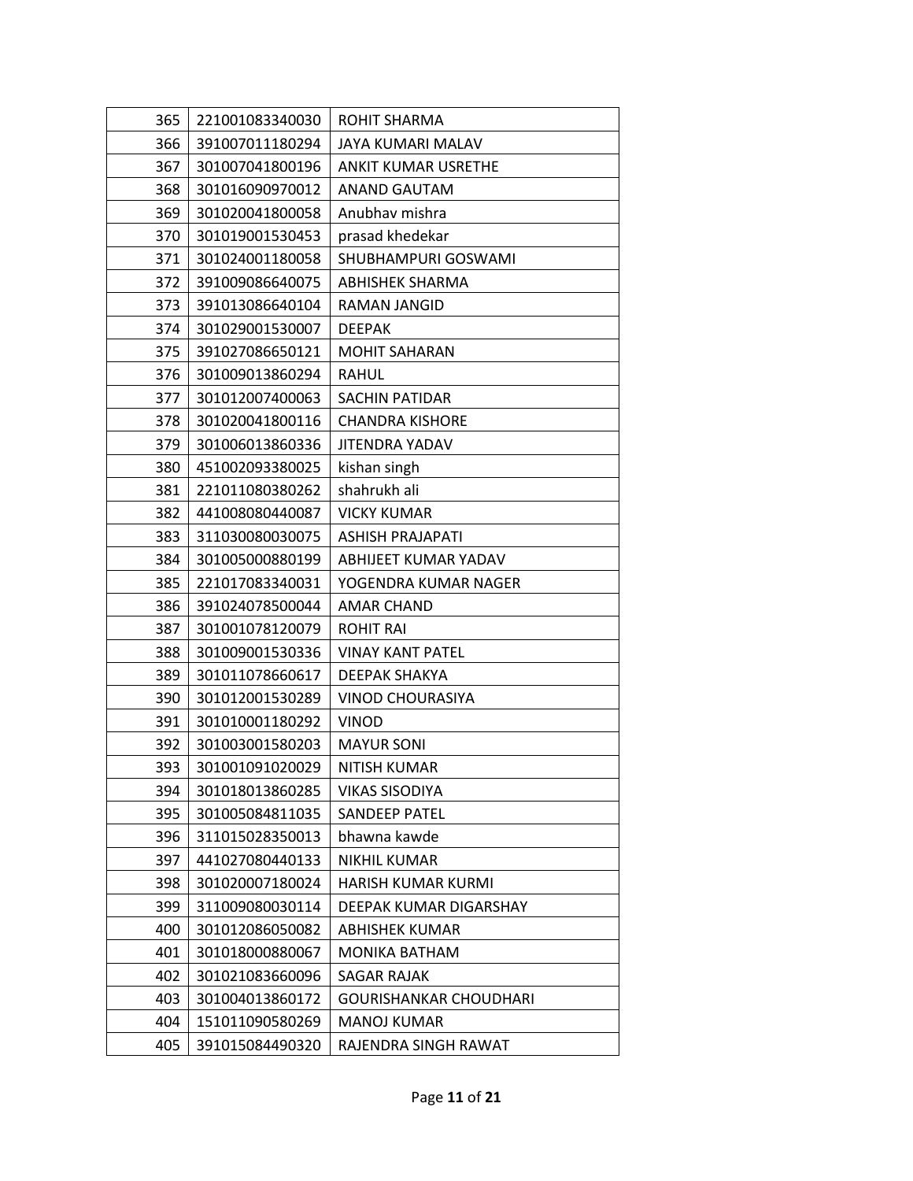| 365 | 221001083340030 | ROHIT SHARMA |
|---|---|---|
| 366 | 391007011180294 | JAYA KUMARI MALAV |
| 367 | 301007041800196 | ANKIT KUMAR USRETHE |
| 368 | 301016090970012 | ANAND GAUTAM |
| 369 | 301020041800058 | Anubhav mishra |
| 370 | 301019001530453 | prasad khedekar |
| 371 | 301024001180058 | SHUBHAMPURI GOSWAMI |
| 372 | 391009086640075 | ABHISHEK SHARMA |
| 373 | 391013086640104 | RAMAN JANGID |
| 374 | 301029001530007 | DEEPAK |
| 375 | 391027086650121 | MOHIT SAHARAN |
| 376 | 301009013860294 | RAHUL |
| 377 | 301012007400063 | SACHIN PATIDAR |
| 378 | 301020041800116 | CHANDRA KISHORE |
| 379 | 301006013860336 | JITENDRA YADAV |
| 380 | 451002093380025 | kishan singh |
| 381 | 221011080380262 | shahrukh ali |
| 382 | 441008080440087 | VICKY KUMAR |
| 383 | 311030080030075 | ASHISH PRAJAPATI |
| 384 | 301005000880199 | ABHIJEET KUMAR YADAV |
| 385 | 221017083340031 | YOGENDRA KUMAR NAGER |
| 386 | 391024078500044 | AMAR CHAND |
| 387 | 301001078120079 | ROHIT RAI |
| 388 | 301009001530336 | VINAY KANT PATEL |
| 389 | 301011078660617 | DEEPAK SHAKYA |
| 390 | 301012001530289 | VINOD CHOURASIYA |
| 391 | 301010001180292 | VINOD |
| 392 | 301003001580203 | MAYUR SONI |
| 393 | 301001091020029 | NITISH KUMAR |
| 394 | 301018013860285 | VIKAS SISODIYA |
| 395 | 301005084811035 | SANDEEP PATEL |
| 396 | 311015028350013 | bhawna kawde |
| 397 | 441027080440133 | NIKHIL KUMAR |
| 398 | 301020007180024 | HARISH KUMAR KURMI |
| 399 | 311009080030114 | DEEPAK KUMAR DIGARSHAY |
| 400 | 301012086050082 | ABHISHEK KUMAR |
| 401 | 301018000880067 | MONIKA BATHAM |
| 402 | 301021083660096 | SAGAR RAJAK |
| 403 | 301004013860172 | GOURISHANKAR CHOUDHARI |
| 404 | 151011090580269 | MANOJ KUMAR |
| 405 | 391015084490320 | RAJENDRA SINGH RAWAT |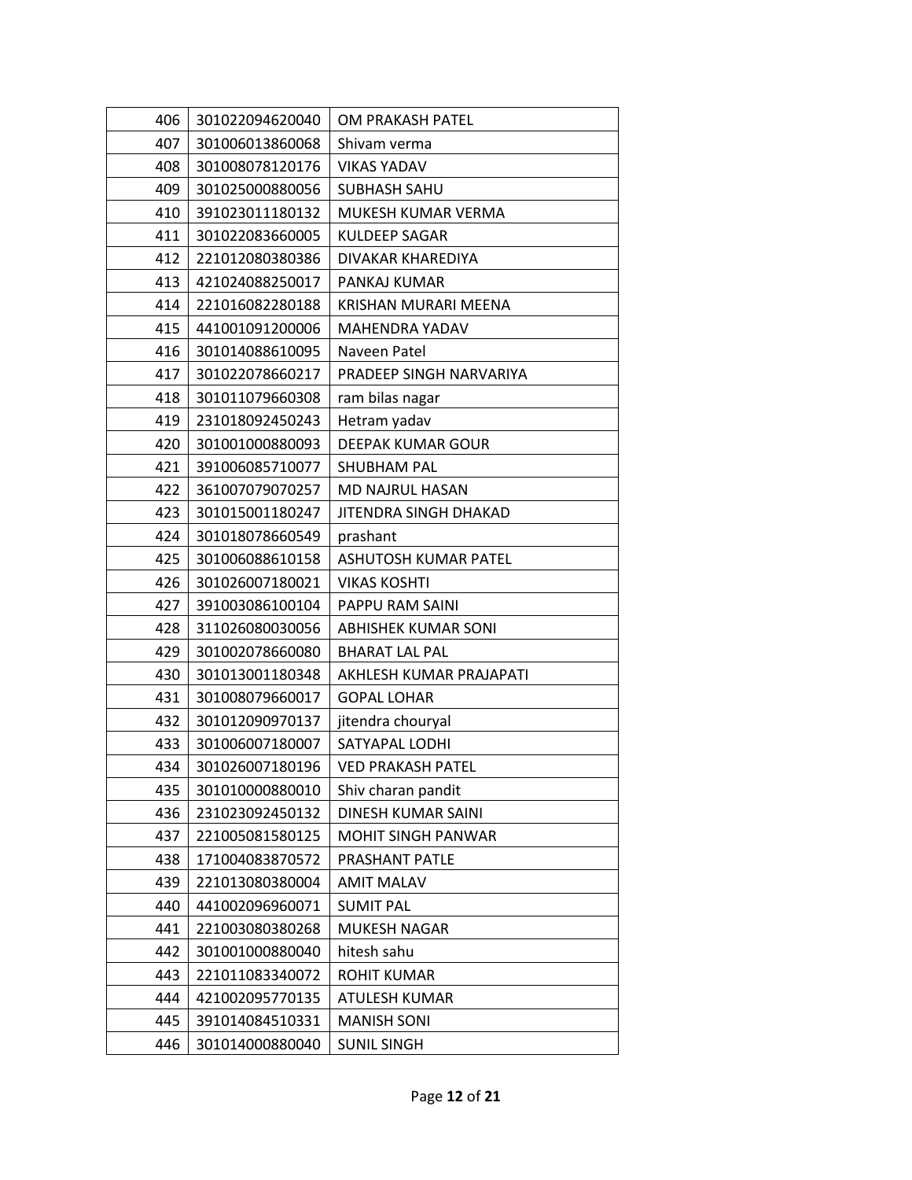| | | |
|---|---|---|
| 406 | 301022094620040 | OM PRAKASH PATEL |
| 407 | 301006013860068 | Shivam verma |
| 408 | 301008078120176 | VIKAS YADAV |
| 409 | 301025000880056 | SUBHASH SAHU |
| 410 | 391023011180132 | MUKESH KUMAR VERMA |
| 411 | 301022083660005 | KULDEEP SAGAR |
| 412 | 221012080380386 | DIVAKAR KHAREDIYA |
| 413 | 421024088250017 | PANKAJ KUMAR |
| 414 | 221016082280188 | KRISHAN MURARI MEENA |
| 415 | 441001091200006 | MAHENDRA YADAV |
| 416 | 301014088610095 | Naveen Patel |
| 417 | 301022078660217 | PRADEEP SINGH NARVARIYA |
| 418 | 301011079660308 | ram bilas nagar |
| 419 | 231018092450243 | Hetram yadav |
| 420 | 301001000880093 | DEEPAK KUMAR GOUR |
| 421 | 391006085710077 | SHUBHAM PAL |
| 422 | 361007079070257 | MD NAJRUL HASAN |
| 423 | 301015001180247 | JITENDRA SINGH DHAKAD |
| 424 | 301018078660549 | prashant |
| 425 | 301006088610158 | ASHUTOSH KUMAR PATEL |
| 426 | 301026007180021 | VIKAS KOSHTI |
| 427 | 391003086100104 | PAPPU RAM SAINI |
| 428 | 311026080030056 | ABHISHEK KUMAR SONI |
| 429 | 301002078660080 | BHARAT LAL PAL |
| 430 | 301013001180348 | AKHLESH KUMAR PRAJAPATI |
| 431 | 301008079660017 | GOPAL LOHAR |
| 432 | 301012090970137 | jitendra chouryal |
| 433 | 301006007180007 | SATYAPAL LODHI |
| 434 | 301026007180196 | VED PRAKASH PATEL |
| 435 | 301010000880010 | Shiv charan pandit |
| 436 | 231023092450132 | DINESH KUMAR SAINI |
| 437 | 221005081580125 | MOHIT SINGH PANWAR |
| 438 | 171004083870572 | PRASHANT PATLE |
| 439 | 221013080380004 | AMIT MALAV |
| 440 | 441002096960071 | SUMIT PAL |
| 441 | 221003080380268 | MUKESH NAGAR |
| 442 | 301001000880040 | hitesh sahu |
| 443 | 221011083340072 | ROHIT KUMAR |
| 444 | 421002095770135 | ATULESH KUMAR |
| 445 | 391014084510331 | MANISH SONI |
| 446 | 301014000880040 | SUNIL SINGH |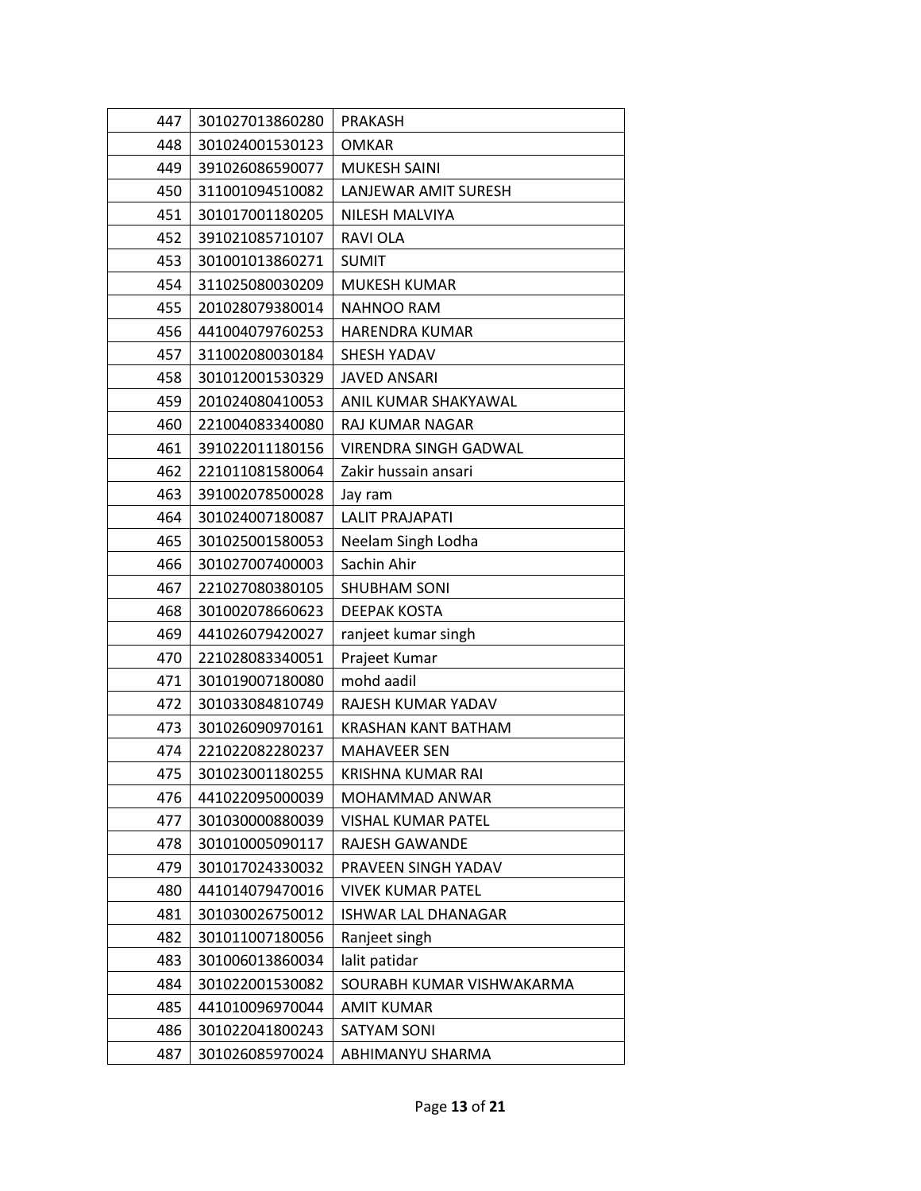| 447 | 301027013860280 | PRAKASH |
|---|---|---|
| 448 | 301024001530123 | OMKAR |
| 449 | 391026086590077 | MUKESH SAINI |
| 450 | 311001094510082 | LANJEWAR AMIT SURESH |
| 451 | 301017001180205 | NILESH MALVIYA |
| 452 | 391021085710107 | RAVI OLA |
| 453 | 301001013860271 | SUMIT |
| 454 | 311025080030209 | MUKESH KUMAR |
| 455 | 201028079380014 | NAHNOO RAM |
| 456 | 441004079760253 | HARENDRA KUMAR |
| 457 | 311002080030184 | SHESH YADAV |
| 458 | 301012001530329 | JAVED ANSARI |
| 459 | 201024080410053 | ANIL KUMAR SHAKYAWAL |
| 460 | 221004083340080 | RAJ KUMAR NAGAR |
| 461 | 391022011180156 | VIRENDRA SINGH GADWAL |
| 462 | 221011081580064 | Zakir hussain ansari |
| 463 | 391002078500028 | Jay ram |
| 464 | 301024007180087 | LALIT PRAJAPATI |
| 465 | 301025001580053 | Neelam Singh Lodha |
| 466 | 301027007400003 | Sachin Ahir |
| 467 | 221027080380105 | SHUBHAM SONI |
| 468 | 301002078660623 | DEEPAK KOSTA |
| 469 | 441026079420027 | ranjeet kumar singh |
| 470 | 221028083340051 | Prajeet Kumar |
| 471 | 301019007180080 | mohd aadil |
| 472 | 301033084810749 | RAJESH KUMAR YADAV |
| 473 | 301026090970161 | KRASHAN KANT BATHAM |
| 474 | 221022082280237 | MAHAVEER SEN |
| 475 | 301023001180255 | KRISHNA KUMAR RAI |
| 476 | 441022095000039 | MOHAMMAD ANWAR |
| 477 | 301030000880039 | VISHAL KUMAR PATEL |
| 478 | 301010005090117 | RAJESH GAWANDE |
| 479 | 301017024330032 | PRAVEEN SINGH YADAV |
| 480 | 441014079470016 | VIVEK KUMAR PATEL |
| 481 | 301030026750012 | ISHWAR LAL DHANAGAR |
| 482 | 301011007180056 | Ranjeet singh |
| 483 | 301006013860034 | lalit patidar |
| 484 | 301022001530082 | SOURABH KUMAR VISHWAKARMA |
| 485 | 441010096970044 | AMIT KUMAR |
| 486 | 301022041800243 | SATYAM SONI |
| 487 | 301026085970024 | ABHIMANYU SHARMA |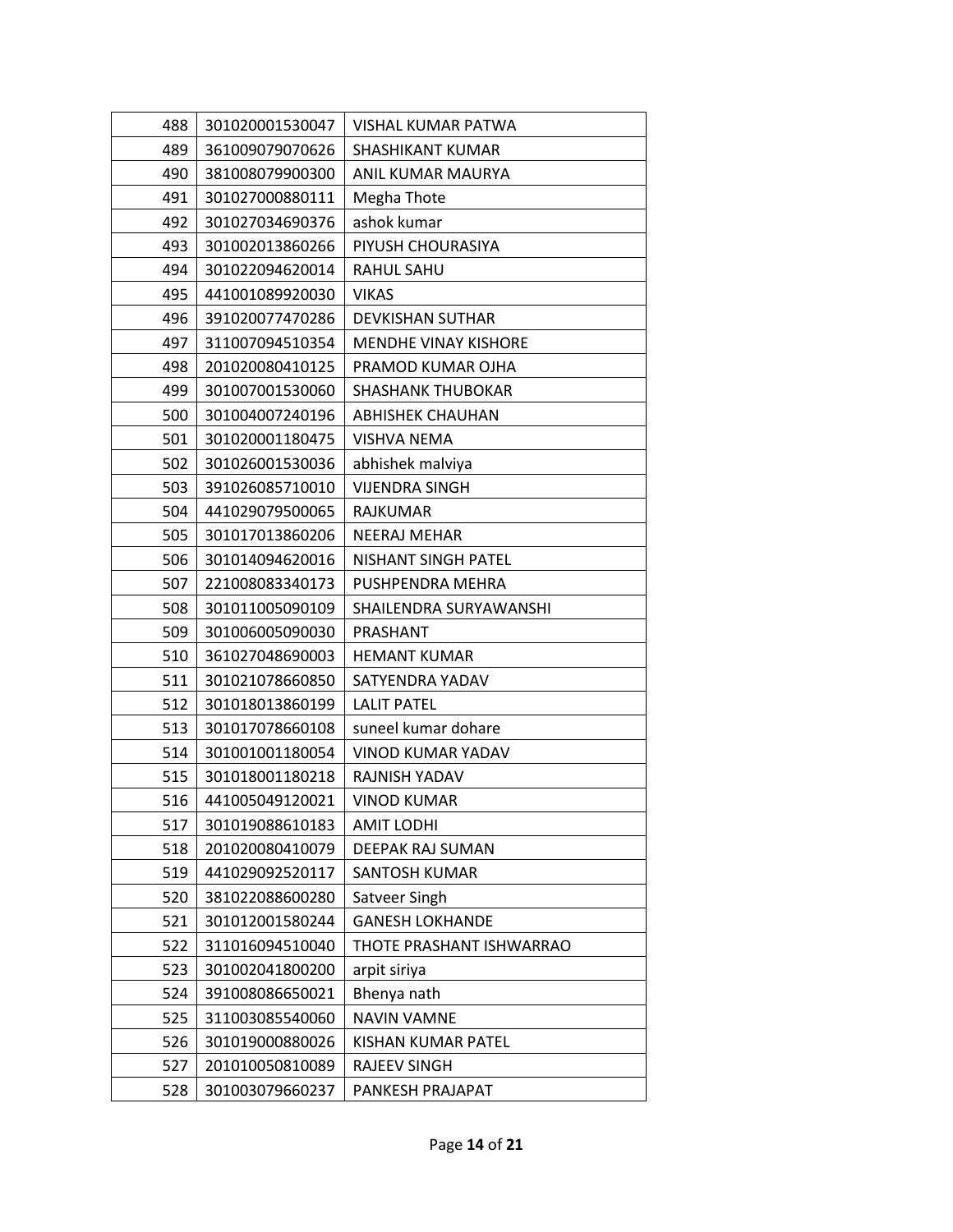| | | |
|---|---|---|
| 488 | 301020001530047 | VISHAL KUMAR PATWA |
| 489 | 361009079070626 | SHASHIKANT KUMAR |
| 490 | 381008079900300 | ANIL KUMAR MAURYA |
| 491 | 301027000880111 | Megha Thote |
| 492 | 301027034690376 | ashok kumar |
| 493 | 301002013860266 | PIYUSH CHOURASIYA |
| 494 | 301022094620014 | RAHUL SAHU |
| 495 | 441001089920030 | VIKAS |
| 496 | 391020077470286 | DEVKISHAN SUTHAR |
| 497 | 311007094510354 | MENDHE VINAY KISHORE |
| 498 | 201020080410125 | PRAMOD KUMAR OJHA |
| 499 | 301007001530060 | SHASHANK THUBOKAR |
| 500 | 301004007240196 | ABHISHEK CHAUHAN |
| 501 | 301020001180475 | VISHVA NEMA |
| 502 | 301026001530036 | abhishek malviya |
| 503 | 391026085710010 | VIJENDRA SINGH |
| 504 | 441029079500065 | RAJKUMAR |
| 505 | 301017013860206 | NEERAJ MEHAR |
| 506 | 301014094620016 | NISHANT SINGH PATEL |
| 507 | 221008083340173 | PUSHPENDRA MEHRA |
| 508 | 301011005090109 | SHAILENDRA SURYAWANSHI |
| 509 | 301006005090030 | PRASHANT |
| 510 | 361027048690003 | HEMANT KUMAR |
| 511 | 301021078660850 | SATYENDRA YADAV |
| 512 | 301018013860199 | LALIT PATEL |
| 513 | 301017078660108 | suneel kumar dohare |
| 514 | 301001001180054 | VINOD KUMAR YADAV |
| 515 | 301018001180218 | RAJNISH YADAV |
| 516 | 441005049120021 | VINOD KUMAR |
| 517 | 301019088610183 | AMIT LODHI |
| 518 | 201020080410079 | DEEPAK RAJ SUMAN |
| 519 | 441029092520117 | SANTOSH KUMAR |
| 520 | 381022088600280 | Satveer Singh |
| 521 | 301012001580244 | GANESH LOKHANDE |
| 522 | 311016094510040 | THOTE PRASHANT ISHWARRAO |
| 523 | 301002041800200 | arpit siriya |
| 524 | 391008086650021 | Bhenya nath |
| 525 | 311003085540060 | NAVIN VAMNE |
| 526 | 301019000880026 | KISHAN KUMAR PATEL |
| 527 | 201010050810089 | RAJEEV SINGH |
| 528 | 301003079660237 | PANKESH PRAJAPAT |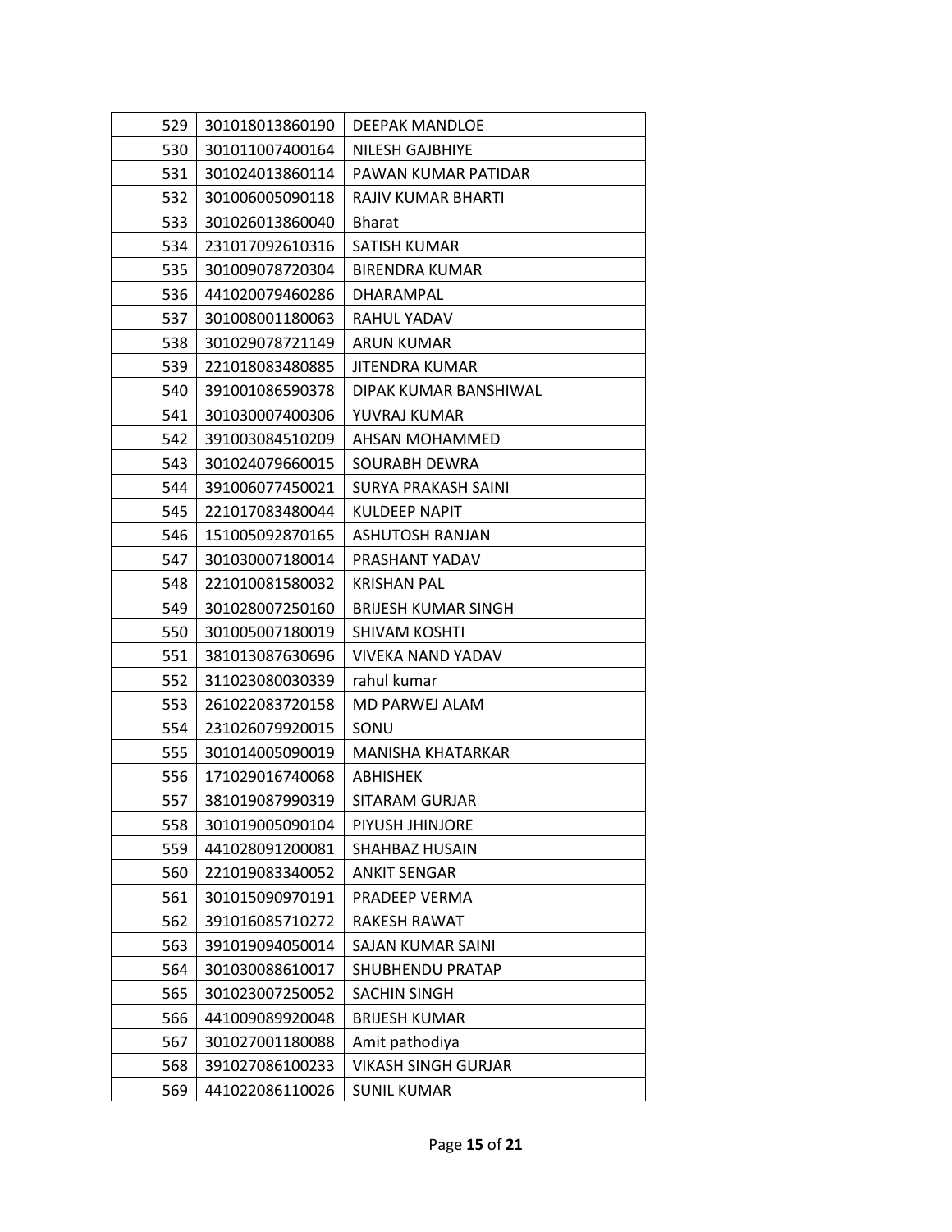| | | |
|---|---|---|
| 529 | 301018013860190 | DEEPAK MANDLOE |
| 530 | 301011007400164 | NILESH GAJBHIYE |
| 531 | 301024013860114 | PAWAN KUMAR PATIDAR |
| 532 | 301006005090118 | RAJIV KUMAR BHARTI |
| 533 | 301026013860040 | Bharat |
| 534 | 231017092610316 | SATISH KUMAR |
| 535 | 301009078720304 | BIRENDRA KUMAR |
| 536 | 441020079460286 | DHARAMPAL |
| 537 | 301008001180063 | RAHUL YADAV |
| 538 | 301029078721149 | ARUN KUMAR |
| 539 | 221018083480885 | JITENDRA KUMAR |
| 540 | 391001086590378 | DIPAK KUMAR BANSHIWAL |
| 541 | 301030007400306 | YUVRAJ KUMAR |
| 542 | 391003084510209 | AHSAN MOHAMMED |
| 543 | 301024079660015 | SOURABH DEWRA |
| 544 | 391006077450021 | SURYA PRAKASH SAINI |
| 545 | 221017083480044 | KULDEEP NAPIT |
| 546 | 151005092870165 | ASHUTOSH RANJAN |
| 547 | 301030007180014 | PRASHANT YADAV |
| 548 | 221010081580032 | KRISHAN PAL |
| 549 | 301028007250160 | BRIJESH KUMAR SINGH |
| 550 | 301005007180019 | SHIVAM KOSHTI |
| 551 | 381013087630696 | VIVEKA NAND YADAV |
| 552 | 311023080030339 | rahul kumar |
| 553 | 261022083720158 | MD PARWEJ ALAM |
| 554 | 231026079920015 | SONU |
| 555 | 301014005090019 | MANISHA KHATARKAR |
| 556 | 171029016740068 | ABHISHEK |
| 557 | 381019087990319 | SITARAM GURJAR |
| 558 | 301019005090104 | PIYUSH JHINJORE |
| 559 | 441028091200081 | SHAHBAZ HUSAIN |
| 560 | 221019083340052 | ANKIT SENGAR |
| 561 | 301015090970191 | PRADEEP VERMA |
| 562 | 391016085710272 | RAKESH RAWAT |
| 563 | 391019094050014 | SAJAN KUMAR SAINI |
| 564 | 301030088610017 | SHUBHENDU PRATAP |
| 565 | 301023007250052 | SACHIN SINGH |
| 566 | 441009089920048 | BRIJESH KUMAR |
| 567 | 301027001180088 | Amit pathodiya |
| 568 | 391027086100233 | VIKASH SINGH GURJAR |
| 569 | 441022086110026 | SUNIL KUMAR |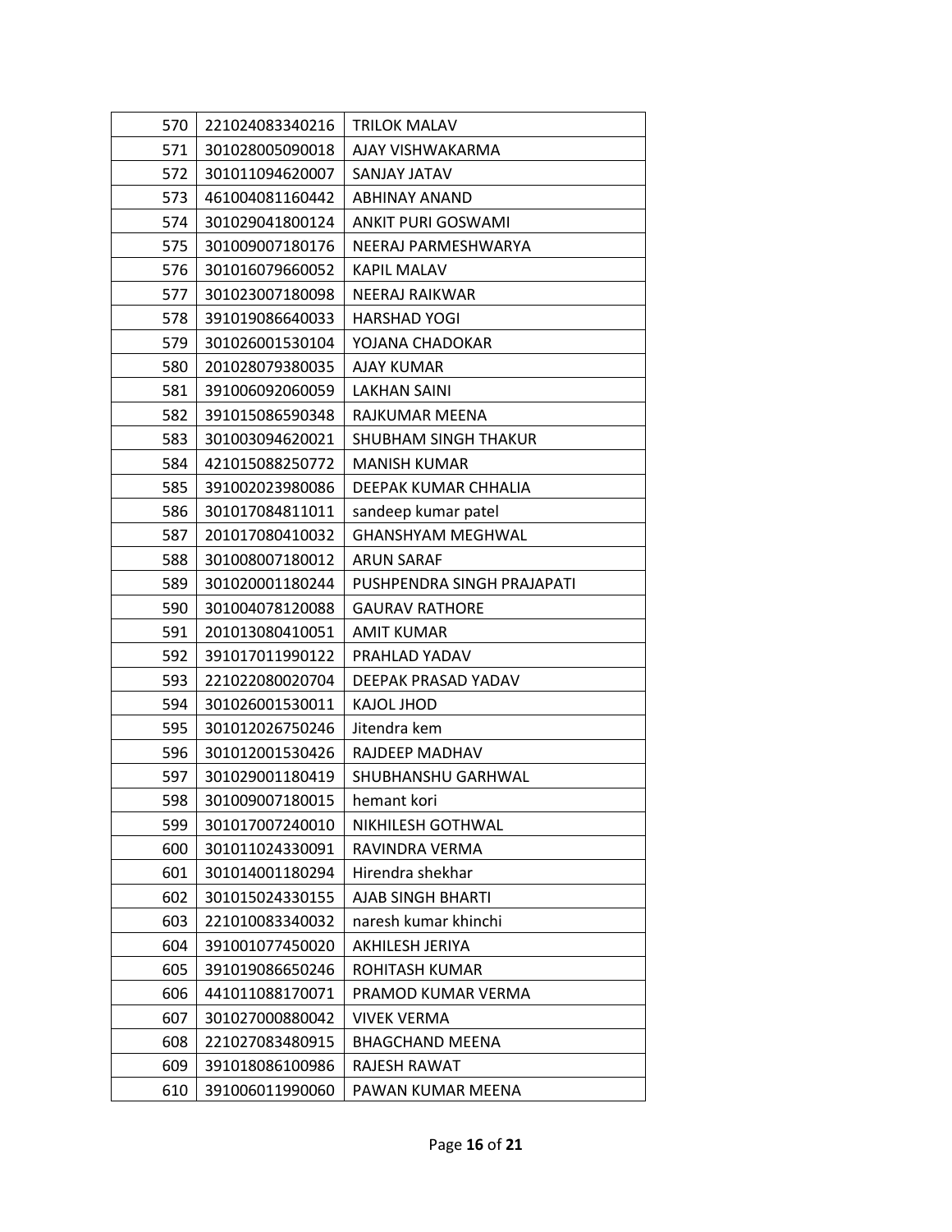| 570 | 221024083340216 | TRILOK MALAV |
|---|---|---|
| 571 | 301028005090018 | AJAY VISHWAKARMA |
| 572 | 301011094620007 | SANJAY JATAV |
| 573 | 461004081160442 | ABHINAY ANAND |
| 574 | 301029041800124 | ANKIT PURI GOSWAMI |
| 575 | 301009007180176 | NEERAJ PARMESHWARYA |
| 576 | 301016079660052 | KAPIL MALAV |
| 577 | 301023007180098 | NEERAJ RAIKWAR |
| 578 | 391019086640033 | HARSHAD YOGI |
| 579 | 301026001530104 | YOJANA CHADOKAR |
| 580 | 201028079380035 | AJAY KUMAR |
| 581 | 391006092060059 | LAKHAN SAINI |
| 582 | 391015086590348 | RAJKUMAR MEENA |
| 583 | 301003094620021 | SHUBHAM SINGH THAKUR |
| 584 | 421015088250772 | MANISH KUMAR |
| 585 | 391002023980086 | DEEPAK KUMAR CHHALIA |
| 586 | 301017084811011 | sandeep kumar patel |
| 587 | 201017080410032 | GHANSHYAM MEGHWAL |
| 588 | 301008007180012 | ARUN SARAF |
| 589 | 301020001180244 | PUSHPENDRA SINGH PRAJAPATI |
| 590 | 301004078120088 | GAURAV RATHORE |
| 591 | 201013080410051 | AMIT KUMAR |
| 592 | 391017011990122 | PRAHLAD YADAV |
| 593 | 221022080020704 | DEEPAK PRASAD YADAV |
| 594 | 301026001530011 | KAJOL JHOD |
| 595 | 301012026750246 | Jitendra kem |
| 596 | 301012001530426 | RAJDEEP MADHAV |
| 597 | 301029001180419 | SHUBHANSHU GARHWAL |
| 598 | 301009007180015 | hemant kori |
| 599 | 301017007240010 | NIKHILESH GOTHWAL |
| 600 | 301011024330091 | RAVINDRA VERMA |
| 601 | 301014001180294 | Hirendra shekhar |
| 602 | 301015024330155 | AJAB SINGH BHARTI |
| 603 | 221010083340032 | naresh kumar khinchi |
| 604 | 391001077450020 | AKHILESH JERIYA |
| 605 | 391019086650246 | ROHITASH KUMAR |
| 606 | 441011088170071 | PRAMOD KUMAR VERMA |
| 607 | 301027000880042 | VIVEK VERMA |
| 608 | 221027083480915 | BHAGCHAND MEENA |
| 609 | 391018086100986 | RAJESH RAWAT |
| 610 | 391006011990060 | PAWAN KUMAR MEENA |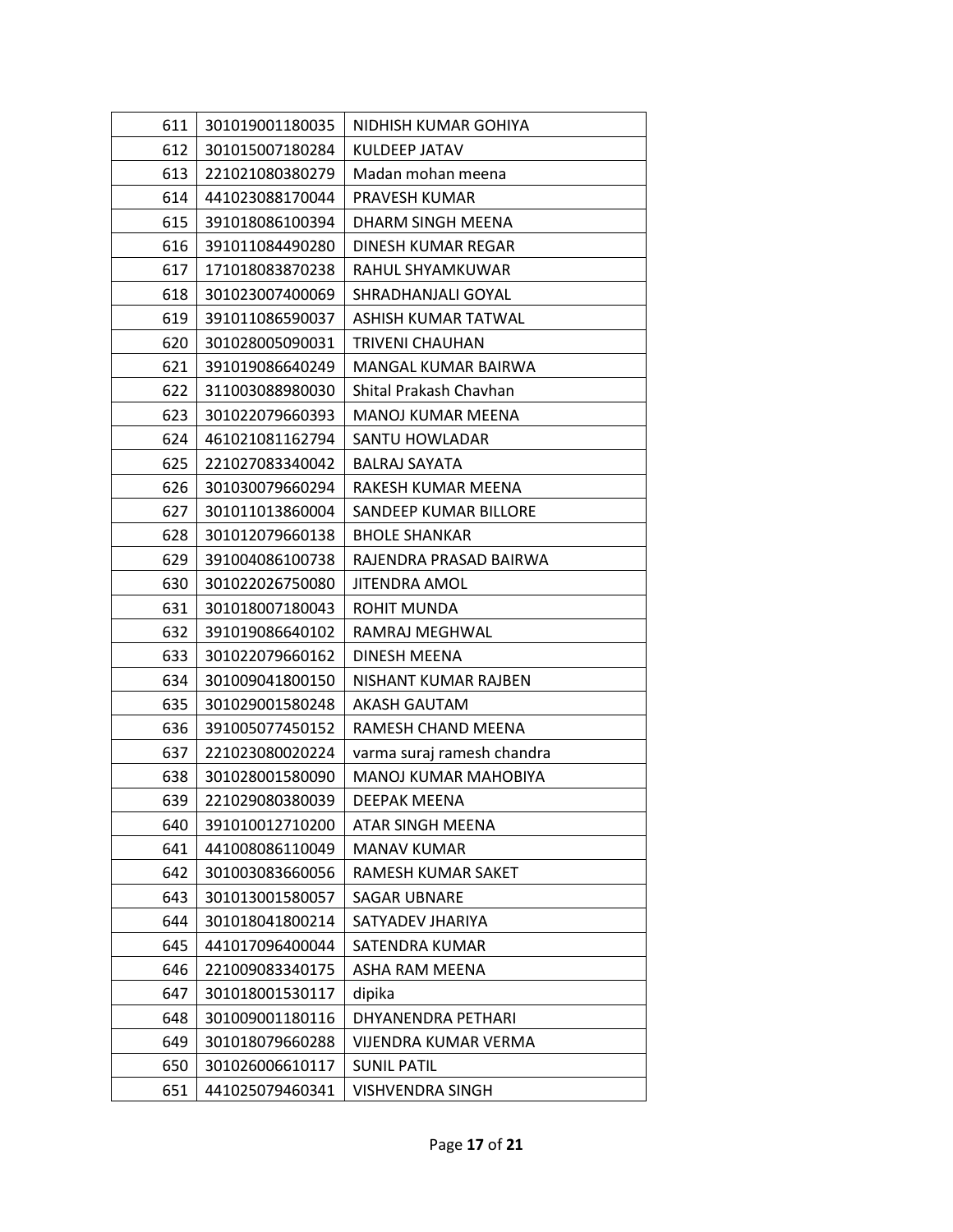| | | |
|---|---|---|
| 611 | 301019001180035 | NIDHISH KUMAR GOHIYA |
| 612 | 301015007180284 | KULDEEP JATAV |
| 613 | 221021080380279 | Madan mohan meena |
| 614 | 441023088170044 | PRAVESH KUMAR |
| 615 | 391018086100394 | DHARM SINGH MEENA |
| 616 | 391011084490280 | DINESH KUMAR REGAR |
| 617 | 171018083870238 | RAHUL SHYAMKUWAR |
| 618 | 301023007400069 | SHRADHANJALI GOYAL |
| 619 | 391011086590037 | ASHISH KUMAR TATWAL |
| 620 | 301028005090031 | TRIVENI CHAUHAN |
| 621 | 391019086640249 | MANGAL KUMAR BAIRWA |
| 622 | 311003088980030 | Shital Prakash Chavhan |
| 623 | 301022079660393 | MANOJ KUMAR MEENA |
| 624 | 461021081162794 | SANTU HOWLADAR |
| 625 | 221027083340042 | BALRAJ SAYATA |
| 626 | 301030079660294 | RAKESH KUMAR MEENA |
| 627 | 301011013860004 | SANDEEP KUMAR BILLORE |
| 628 | 301012079660138 | BHOLE SHANKAR |
| 629 | 391004086100738 | RAJENDRA PRASAD BAIRWA |
| 630 | 301022026750080 | JITENDRA AMOL |
| 631 | 301018007180043 | ROHIT MUNDA |
| 632 | 391019086640102 | RAMRAJ MEGHWAL |
| 633 | 301022079660162 | DINESH MEENA |
| 634 | 301009041800150 | NISHANT KUMAR RAJBEN |
| 635 | 301029001580248 | AKASH GAUTAM |
| 636 | 391005077450152 | RAMESH CHAND MEENA |
| 637 | 221023080020224 | varma suraj ramesh chandra |
| 638 | 301028001580090 | MANOJ KUMAR MAHOBIYA |
| 639 | 221029080380039 | DEEPAK MEENA |
| 640 | 391010012710200 | ATAR SINGH MEENA |
| 641 | 441008086110049 | MANAV KUMAR |
| 642 | 301003083660056 | RAMESH KUMAR SAKET |
| 643 | 301013001580057 | SAGAR UBNARE |
| 644 | 301018041800214 | SATYADEV JHARIYA |
| 645 | 441017096400044 | SATENDRA KUMAR |
| 646 | 221009083340175 | ASHA RAM MEENA |
| 647 | 301018001530117 | dipika |
| 648 | 301009001180116 | DHYANENDRA PETHARI |
| 649 | 301018079660288 | VIJENDRA KUMAR VERMA |
| 650 | 301026006610117 | SUNIL PATIL |
| 651 | 441025079460341 | VISHVENDRA SINGH |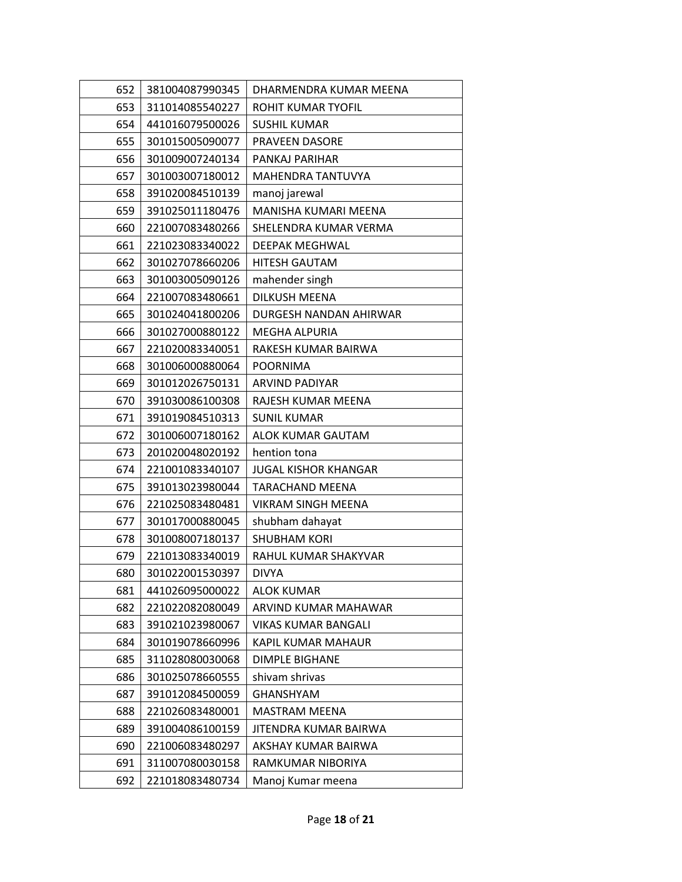| 652 | 381004087990345 | DHARMENDRA KUMAR MEENA |
|---|---|---|
| 653 | 311014085540227 | ROHIT KUMAR TYOFIL |
| 654 | 441016079500026 | SUSHIL KUMAR |
| 655 | 301015005090077 | PRAVEEN DASORE |
| 656 | 301009007240134 | PANKAJ PARIHAR |
| 657 | 301003007180012 | MAHENDRA TANTUVYA |
| 658 | 391020084510139 | manoj jarewal |
| 659 | 391025011180476 | MANISHA KUMARI MEENA |
| 660 | 221007083480266 | SHELENDRA KUMAR VERMA |
| 661 | 221023083340022 | DEEPAK MEGHWAL |
| 662 | 301027078660206 | HITESH GAUTAM |
| 663 | 301003005090126 | mahender singh |
| 664 | 221007083480661 | DILKUSH MEENA |
| 665 | 301024041800206 | DURGESH NANDAN AHIRWAR |
| 666 | 301027000880122 | MEGHA ALPURIA |
| 667 | 221020083340051 | RAKESH KUMAR BAIRWA |
| 668 | 301006000880064 | POORNIMA |
| 669 | 301012026750131 | ARVIND PADIYAR |
| 670 | 391030086100308 | RAJESH KUMAR MEENA |
| 671 | 391019084510313 | SUNIL KUMAR |
| 672 | 301006007180162 | ALOK KUMAR GAUTAM |
| 673 | 201020048020192 | hention tona |
| 674 | 221001083340107 | JUGAL KISHOR KHANGAR |
| 675 | 391013023980044 | TARACHAND MEENA |
| 676 | 221025083480481 | VIKRAM SINGH MEENA |
| 677 | 301017000880045 | shubham dahayat |
| 678 | 301008007180137 | SHUBHAM KORI |
| 679 | 221013083340019 | RAHUL KUMAR SHAKYVAR |
| 680 | 301022001530397 | DIVYA |
| 681 | 441026095000022 | ALOK KUMAR |
| 682 | 221022082080049 | ARVIND KUMAR MAHAWAR |
| 683 | 391021023980067 | VIKAS KUMAR BANGALI |
| 684 | 301019078660996 | KAPIL KUMAR MAHAUR |
| 685 | 311028080030068 | DIMPLE BIGHANE |
| 686 | 301025078660555 | shivam shrivas |
| 687 | 391012084500059 | GHANSHYAM |
| 688 | 221026083480001 | MASTRAM MEENA |
| 689 | 391004086100159 | JITENDRA KUMAR BAIRWA |
| 690 | 221006083480297 | AKSHAY KUMAR BAIRWA |
| 691 | 311007080030158 | RAMKUMAR NIBORIYA |
| 692 | 221018083480734 | Manoj Kumar meena |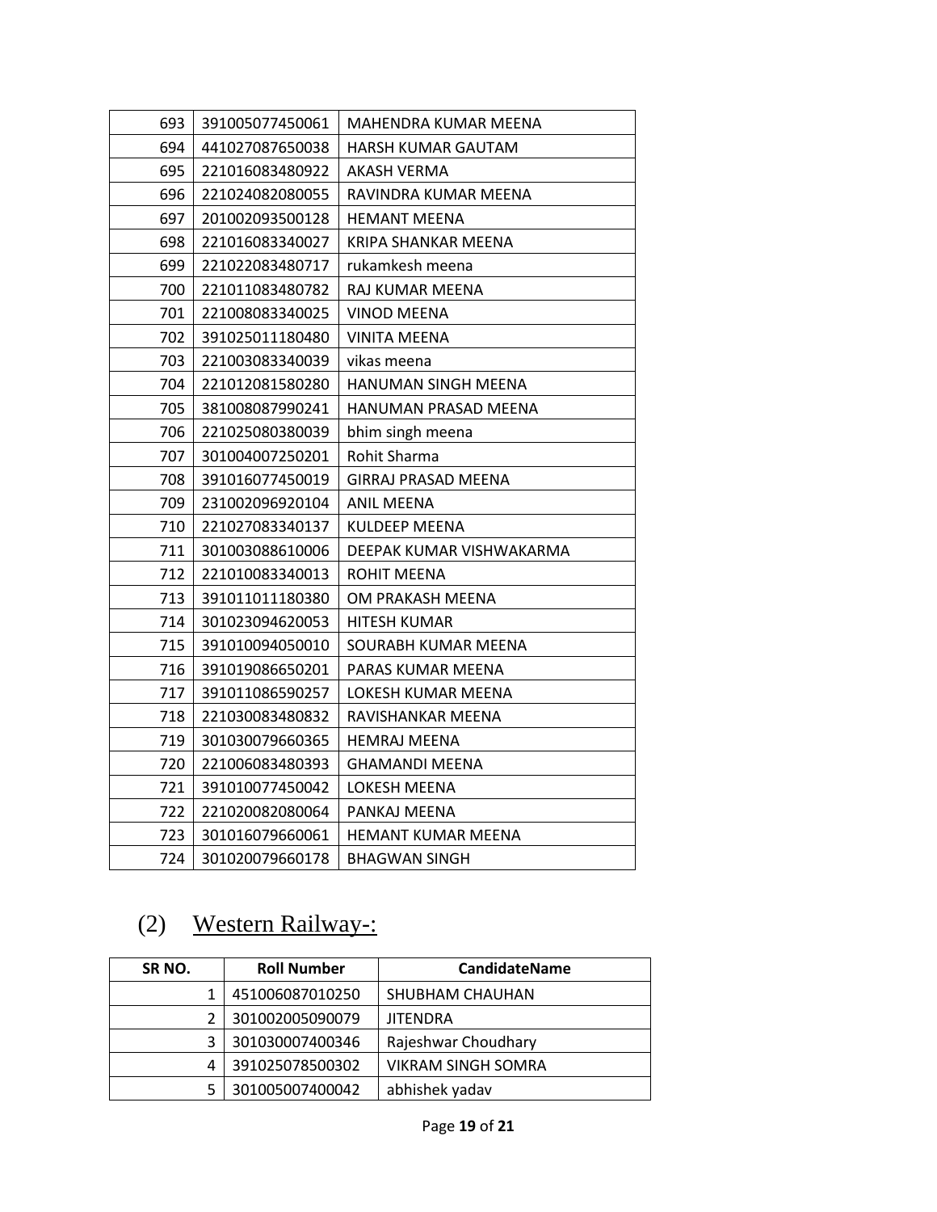| | | |
|---|---|---|
| 693 | 391005077450061 | MAHENDRA KUMAR MEENA |
| 694 | 441027087650038 | HARSH KUMAR GAUTAM |
| 695 | 221016083480922 | AKASH VERMA |
| 696 | 221024082080055 | RAVINDRA KUMAR MEENA |
| 697 | 201002093500128 | HEMANT MEENA |
| 698 | 221016083340027 | KRIPA SHANKAR MEENA |
| 699 | 221022083480717 | rukamkesh meena |
| 700 | 221011083480782 | RAJ KUMAR MEENA |
| 701 | 221008083340025 | VINOD MEENA |
| 702 | 391025011180480 | VINITA MEENA |
| 703 | 221003083340039 | vikas meena |
| 704 | 221012081580280 | HANUMAN SINGH MEENA |
| 705 | 381008087990241 | HANUMAN PRASAD MEENA |
| 706 | 221025080380039 | bhim singh meena |
| 707 | 301004007250201 | Rohit Sharma |
| 708 | 391016077450019 | GIRRAJ PRASAD MEENA |
| 709 | 231002096920104 | ANIL MEENA |
| 710 | 221027083340137 | KULDEEP MEENA |
| 711 | 301003088610006 | DEEPAK KUMAR VISHWAKARMA |
| 712 | 221010083340013 | ROHIT MEENA |
| 713 | 391011011180380 | OM PRAKASH MEENA |
| 714 | 301023094620053 | HITESH KUMAR |
| 715 | 391010094050010 | SOURABH KUMAR MEENA |
| 716 | 391019086650201 | PARAS KUMAR MEENA |
| 717 | 391011086590257 | LOKESH KUMAR MEENA |
| 718 | 221030083480832 | RAVISHANKAR MEENA |
| 719 | 301030079660365 | HEMRAJ MEENA |
| 720 | 221006083480393 | GHAMANDI MEENA |
| 721 | 391010077450042 | LOKESH MEENA |
| 722 | 221020082080064 | PANKAJ MEENA |
| 723 | 301016079660061 | HEMANT KUMAR MEENA |
| 724 | 301020079660178 | BHAGWAN SINGH |

## (2) Western Railway-:

| SR NO. | Roll Number | CandidateName |
|---|---|---|
| 1 | 451006087010250 | SHUBHAM CHAUHAN |
| 2 | 301002005090079 | JITENDRA |
| 3 | 301030007400346 | Rajeshwar Choudhary |
| 4 | 391025078500302 | VIKRAM SINGH SOMRA |
| 5 | 301005007400042 | abhishek yadav |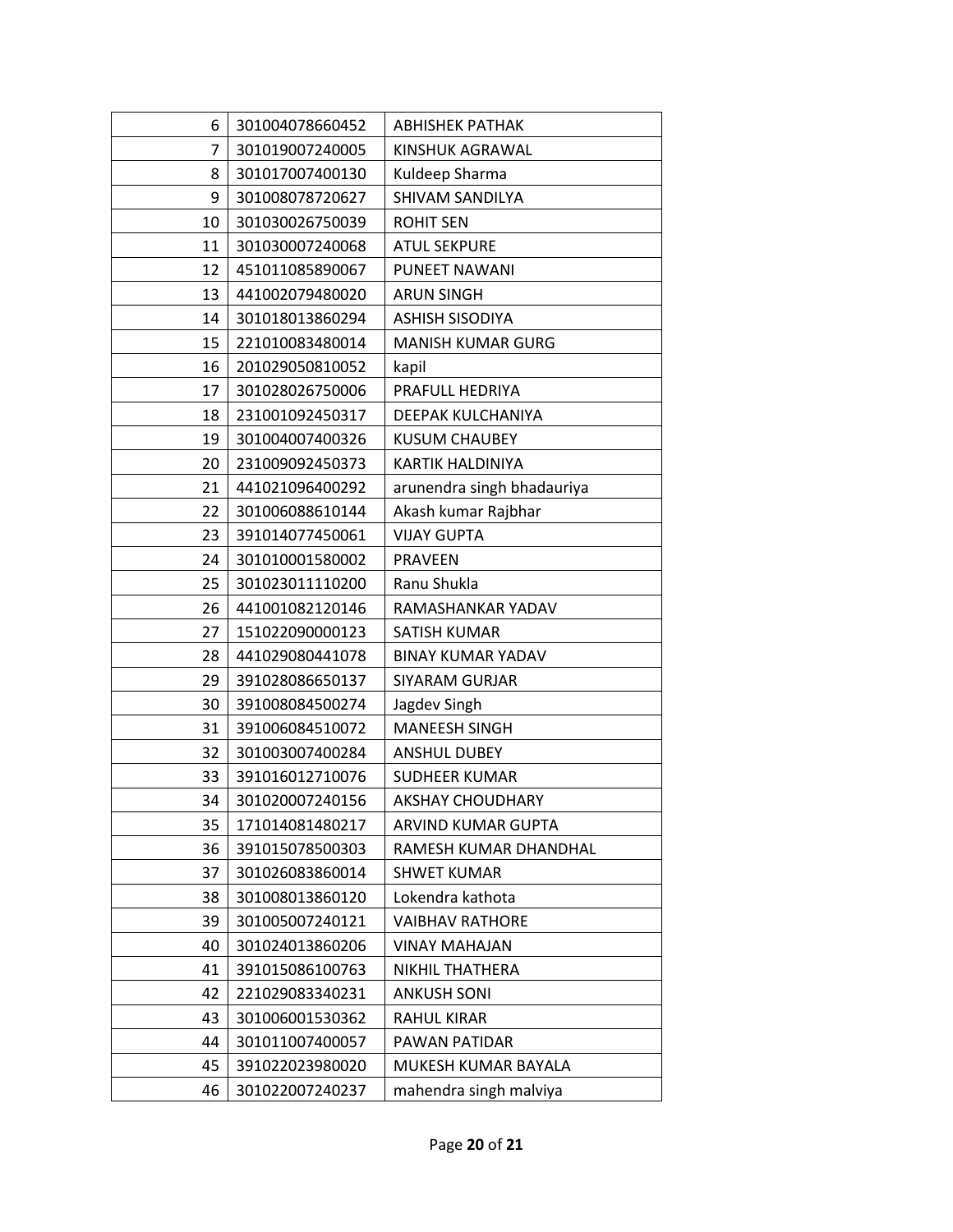| | | |
|---|---|---|
| 6 | 301004078660452 | ABHISHEK PATHAK |
| 7 | 301019007240005 | KINSHUK AGRAWAL |
| 8 | 301017007400130 | Kuldeep Sharma |
| 9 | 301008078720627 | SHIVAM SANDILYA |
| 10 | 301030026750039 | ROHIT SEN |
| 11 | 301030007240068 | ATUL SEKPURE |
| 12 | 451011085890067 | PUNEET NAWANI |
| 13 | 441002079480020 | ARUN SINGH |
| 14 | 301018013860294 | ASHISH SISODIYA |
| 15 | 221010083480014 | MANISH KUMAR GURG |
| 16 | 201029050810052 | kapil |
| 17 | 301028026750006 | PRAFULL HEDRIYA |
| 18 | 231001092450317 | DEEPAK KULCHANIYA |
| 19 | 301004007400326 | KUSUM CHAUBEY |
| 20 | 231009092450373 | KARTIK HALDINIYA |
| 21 | 441021096400292 | arunendra singh bhadauriya |
| 22 | 301006088610144 | Akash kumar Rajbhar |
| 23 | 391014077450061 | VIJAY GUPTA |
| 24 | 301010001580002 | PRAVEEN |
| 25 | 301023011110200 | Ranu Shukla |
| 26 | 441001082120146 | RAMASHANKAR YADAV |
| 27 | 151022090000123 | SATISH KUMAR |
| 28 | 441029080441078 | BINAY KUMAR YADAV |
| 29 | 391028086650137 | SIYARAM GURJAR |
| 30 | 391008084500274 | Jagdev Singh |
| 31 | 391006084510072 | MANEESH SINGH |
| 32 | 301003007400284 | ANSHUL DUBEY |
| 33 | 391016012710076 | SUDHEER KUMAR |
| 34 | 301020007240156 | AKSHAY CHOUDHARY |
| 35 | 171014081480217 | ARVIND KUMAR GUPTA |
| 36 | 391015078500303 | RAMESH KUMAR DHANDHAL |
| 37 | 301026083860014 | SHWET KUMAR |
| 38 | 301008013860120 | Lokendra kathota |
| 39 | 301005007240121 | VAIBHAV RATHORE |
| 40 | 301024013860206 | VINAY MAHAJAN |
| 41 | 391015086100763 | NIKHIL THATHERA |
| 42 | 221029083340231 | ANKUSH SONI |
| 43 | 301006001530362 | RAHUL KIRAR |
| 44 | 301011007400057 | PAWAN PATIDAR |
| 45 | 391022023980020 | MUKESH KUMAR BAYALA |
| 46 | 301022007240237 | mahendra singh malviya |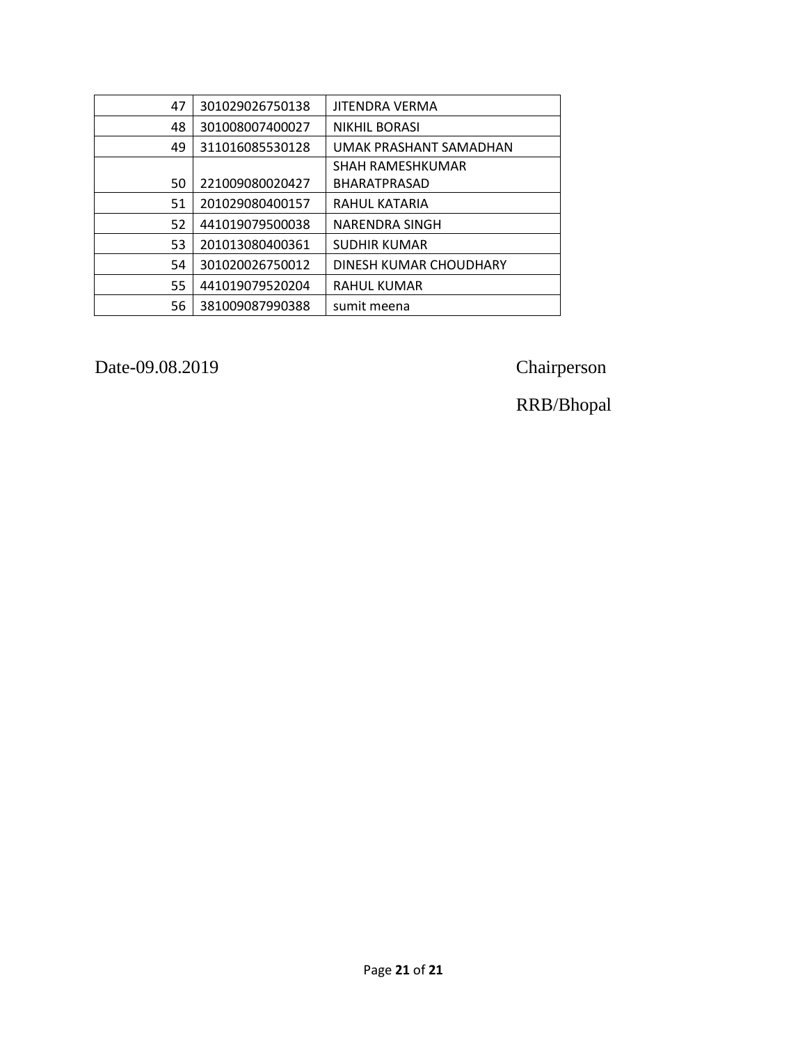| | | |
|---|---|---|
| 47 | 301029026750138 | JITENDRA VERMA |
| 48 | 301008007400027 | NIKHIL BORASI |
| 49 | 311016085530128 | UMAK PRASHANT SAMADHAN |
| 50 | 221009080020427 | SHAH RAMESHKUMAR BHARATPRASAD |
| 51 | 201029080400157 | RAHUL KATARIA |
| 52 | 441019079500038 | NARENDRA SINGH |
| 53 | 201013080400361 | SUDHIR KUMAR |
| 54 | 301020026750012 | DINESH KUMAR CHOUDHARY |
| 55 | 441019079520204 | RAHUL KUMAR |
| 56 | 381009087990388 | sumit meena |

Date-09.08.2019

Chairperson

RRB/Bhopal